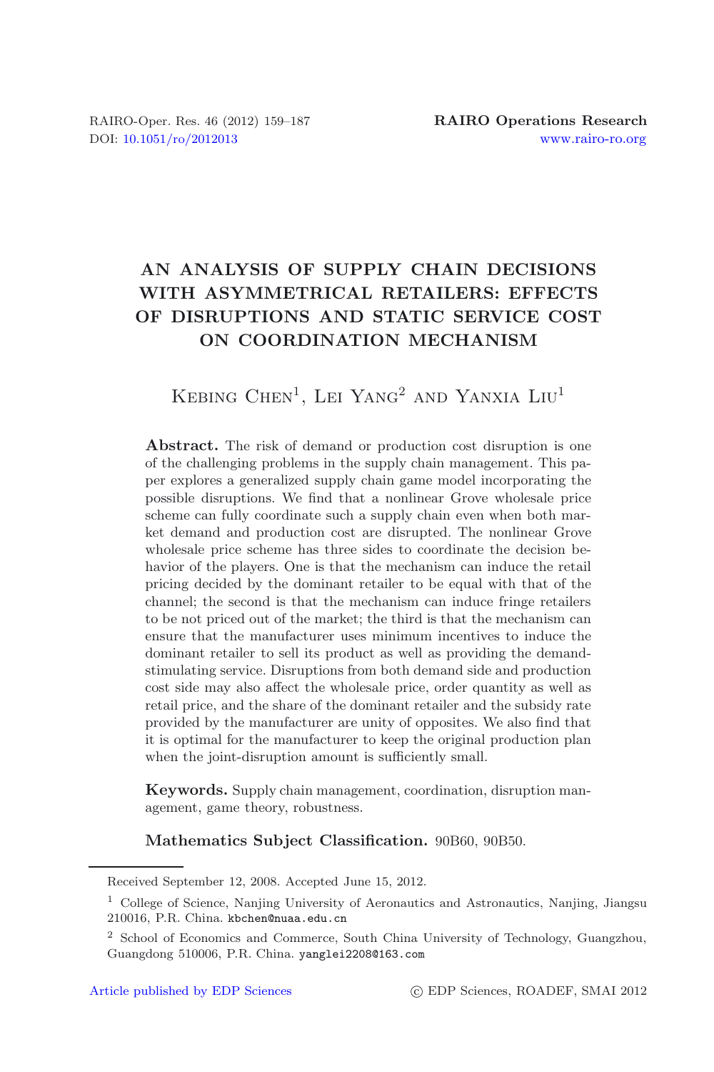# AN ANALYSIS OF SUPPLY CHAIN DECISIONS WITH ASYMMETRICAL RETAILERS: EFFECTS OF DISRUPTIONS AND STATIC SERVICE COST ON COORDINATION MECHANISM

Kebing Chen[1], Lei Yang[2] and Yanxia Liu[1]

**Abstract.** The risk of demand or production cost disruption is one of the challenging problems in the supply chain management. This paper explores a generalized supply chain game model incorporating the possible disruptions. We find that a nonlinear Grove wholesale price scheme can fully coordinate such a supply chain even when both market demand and production cost are disrupted. The nonlinear Grove wholesale price scheme has three sides to coordinate the decision behavior of the players. One is that the mechanism can induce the retail pricing decided by the dominant retailer to be equal with that of the channel; the second is that the mechanism can induce fringe retailers to be not priced out of the market; the third is that the mechanism can ensure that the manufacturer uses minimum incentives to induce the dominant retailer to sell its product as well as providing the demand-stimulating service. Disruptions from both demand side and production cost side may also affect the wholesale price, order quantity as well as retail price, and the share of the dominant retailer and the subsidy rate provided by the manufacturer are unity of opposites. We also find that it is optimal for the manufacturer to keep the original production plan when the joint-disruption amount is sufficiently small.

**Keywords.** Supply chain management, coordination, disruption management, game theory, robustness.

**Mathematics Subject Classification.** 90B60, 90B50.

---

Received September 12, 2008. Accepted June 15, 2012.

[1] College of Science, Nanjing University of Aeronautics and Astronautics, Nanjing, Jiangsu 210016, P.R. China. kbchen@nuaa.edu.cn

[2] School of Economics and Commerce, South China University of Technology, Guangzhou, Guangdong 510006, P.R. China. yanglei2208@163.com

Article published by EDP Sciences © EDP Sciences, ROADEF, SMAI 2012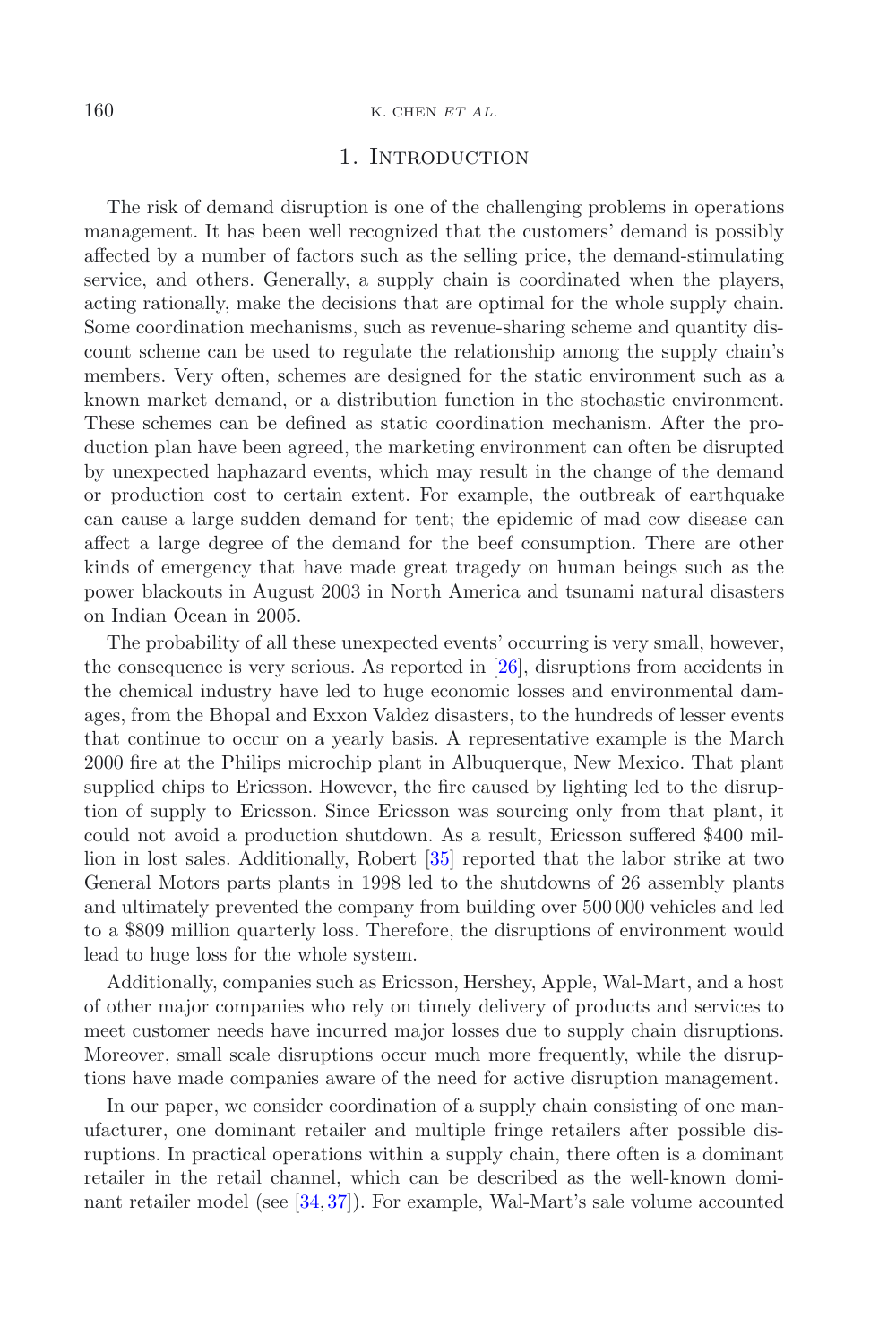# 1. Introduction

The risk of demand disruption is one of the challenging problems in operations management. It has been well recognized that the customers' demand is possibly affected by a number of factors such as the selling price, the demand-stimulating service, and others. Generally, a supply chain is coordinated when the players, acting rationally, make the decisions that are optimal for the whole supply chain. Some coordination mechanisms, such as revenue-sharing scheme and quantity discount scheme can be used to regulate the relationship among the supply chain's members. Very often, schemes are designed for the static environment such as a known market demand, or a distribution function in the stochastic environment. These schemes can be defined as static coordination mechanism. After the production plan have been agreed, the marketing environment can often be disrupted by unexpected haphazard events, which may result in the change of the demand or production cost to certain extent. For example, the outbreak of earthquake can cause a large sudden demand for tent; the epidemic of mad cow disease can affect a large degree of the demand for the beef consumption. There are other kinds of emergency that have made great tragedy on human beings such as the power blackouts in August 2003 in North America and tsunami natural disasters on Indian Ocean in 2005.

The probability of all these unexpected events' occurring is very small, however, the consequence is very serious. As reported in [26], disruptions from accidents in the chemical industry have led to huge economic losses and environmental damages, from the Bhopal and Exxon Valdez disasters, to the hundreds of lesser events that continue to occur on a yearly basis. A representative example is the March 2000 fire at the Philips microchip plant in Albuquerque, New Mexico. That plant supplied chips to Ericsson. However, the fire caused by lighting led to the disruption of supply to Ericsson. Since Ericsson was sourcing only from that plant, it could not avoid a production shutdown. As a result, Ericsson suffered $400 million in lost sales. Additionally, Robert [35] reported that the labor strike at two General Motors parts plants in 1998 led to the shutdowns of 26 assembly plants and ultimately prevented the company from building over 500 000 vehicles and led to a $809 million quarterly loss. Therefore, the disruptions of environment would lead to huge loss for the whole system.

Additionally, companies such as Ericsson, Hershey, Apple, Wal-Mart, and a host of other major companies who rely on timely delivery of products and services to meet customer needs have incurred major losses due to supply chain disruptions. Moreover, small scale disruptions occur much more frequently, while the disruptions have made companies aware of the need for active disruption management.

In our paper, we consider coordination of a supply chain consisting of one manufacturer, one dominant retailer and multiple fringe retailers after possible disruptions. In practical operations within a supply chain, there often is a dominant retailer in the retail channel, which can be described as the well-known dominant retailer model (see [34,37]). For example, Wal-Mart's sale volume accounted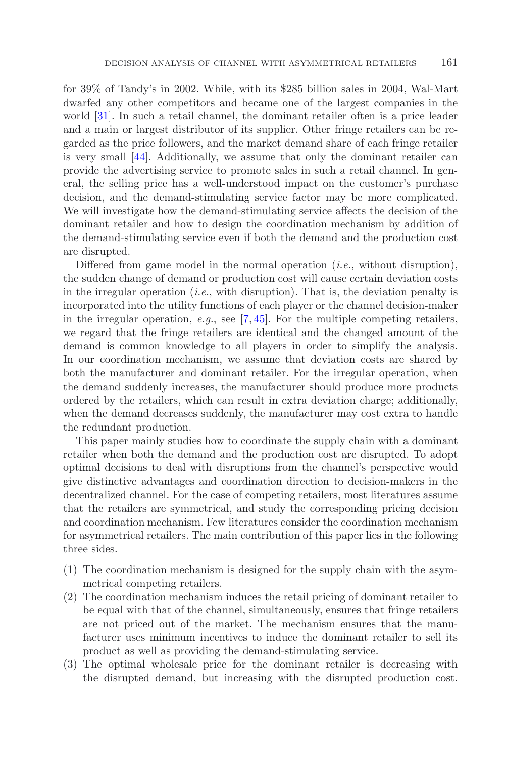for 39% of Tandy's in 2002. While, with its $285 billion sales in 2004, Wal-Mart dwarfed any other competitors and became one of the largest companies in the world [31]. In such a retail channel, the dominant retailer often is a price leader and a main or largest distributor of its supplier. Other fringe retailers can be regarded as the price followers, and the market demand share of each fringe retailer is very small [44]. Additionally, we assume that only the dominant retailer can provide the advertising service to promote sales in such a retail channel. In general, the selling price has a well-understood impact on the customer's purchase decision, and the demand-stimulating service factor may be more complicated. We will investigate how the demand-stimulating service affects the decision of the dominant retailer and how to design the coordination mechanism by addition of the demand-stimulating service even if both the demand and the production cost are disrupted.

Differed from game model in the normal operation (*i.e.*, without disruption), the sudden change of demand or production cost will cause certain deviation costs in the irregular operation (*i.e.*, with disruption). That is, the deviation penalty is incorporated into the utility functions of each player or the channel decision-maker in the irregular operation, *e.g.*, see [7, 45]. For the multiple competing retailers, we regard that the fringe retailers are identical and the changed amount of the demand is common knowledge to all players in order to simplify the analysis. In our coordination mechanism, we assume that deviation costs are shared by both the manufacturer and dominant retailer. For the irregular operation, when the demand suddenly increases, the manufacturer should produce more products ordered by the retailers, which can result in extra deviation charge; additionally, when the demand decreases suddenly, the manufacturer may cost extra to handle the redundant production.

This paper mainly studies how to coordinate the supply chain with a dominant retailer when both the demand and the production cost are disrupted. To adopt optimal decisions to deal with disruptions from the channel's perspective would give distinctive advantages and coordination direction to decision-makers in the decentralized channel. For the case of competing retailers, most literatures assume that the retailers are symmetrical, and study the corresponding pricing decision and coordination mechanism. Few literatures consider the coordination mechanism for asymmetrical retailers. The main contribution of this paper lies in the following three sides.

(1) The coordination mechanism is designed for the supply chain with the asymmetrical competing retailers.
(2) The coordination mechanism induces the retail pricing of dominant retailer to be equal with that of the channel, simultaneously, ensures that fringe retailers are not priced out of the market. The mechanism ensures that the manufacturer uses minimum incentives to induce the dominant retailer to sell its product as well as providing the demand-stimulating service.
(3) The optimal wholesale price for the dominant retailer is decreasing with the disrupted demand, but increasing with the disrupted production cost.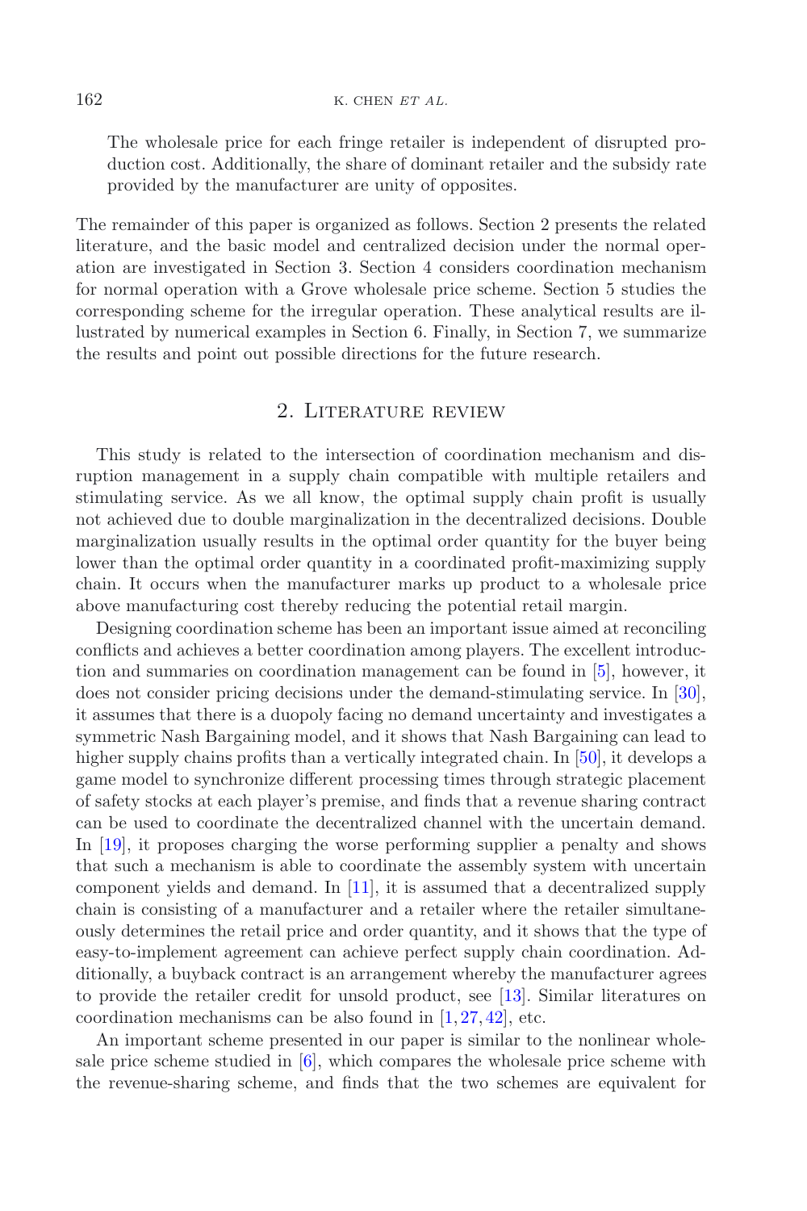The wholesale price for each fringe retailer is independent of disrupted production cost. Additionally, the share of dominant retailer and the subsidy rate provided by the manufacturer are unity of opposites.

The remainder of this paper is organized as follows. Section 2 presents the related literature, and the basic model and centralized decision under the normal operation are investigated in Section 3. Section 4 considers coordination mechanism for normal operation with a Grove wholesale price scheme. Section 5 studies the corresponding scheme for the irregular operation. These analytical results are illustrated by numerical examples in Section 6. Finally, in Section 7, we summarize the results and point out possible directions for the future research.

## 2. Literature review

This study is related to the intersection of coordination mechanism and disruption management in a supply chain compatible with multiple retailers and stimulating service. As we all know, the optimal supply chain profit is usually not achieved due to double marginalization in the decentralized decisions. Double marginalization usually results in the optimal order quantity for the buyer being lower than the optimal order quantity in a coordinated profit-maximizing supply chain. It occurs when the manufacturer marks up product to a wholesale price above manufacturing cost thereby reducing the potential retail margin.

Designing coordination scheme has been an important issue aimed at reconciling conflicts and achieves a better coordination among players. The excellent introduction and summaries on coordination management can be found in [5], however, it does not consider pricing decisions under the demand-stimulating service. In [30], it assumes that there is a duopoly facing no demand uncertainty and investigates a symmetric Nash Bargaining model, and it shows that Nash Bargaining can lead to higher supply chains profits than a vertically integrated chain. In [50], it develops a game model to synchronize different processing times through strategic placement of safety stocks at each player's premise, and finds that a revenue sharing contract can be used to coordinate the decentralized channel with the uncertain demand. In [19], it proposes charging the worse performing supplier a penalty and shows that such a mechanism is able to coordinate the assembly system with uncertain component yields and demand. In [11], it is assumed that a decentralized supply chain is consisting of a manufacturer and a retailer where the retailer simultaneously determines the retail price and order quantity, and it shows that the type of easy-to-implement agreement can achieve perfect supply chain coordination. Additionally, a buyback contract is an arrangement whereby the manufacturer agrees to provide the retailer credit for unsold product, see [13]. Similar literatures on coordination mechanisms can be also found in [1, 27, 42], etc.

An important scheme presented in our paper is similar to the nonlinear wholesale price scheme studied in [6], which compares the wholesale price scheme with the revenue-sharing scheme, and finds that the two schemes are equivalent for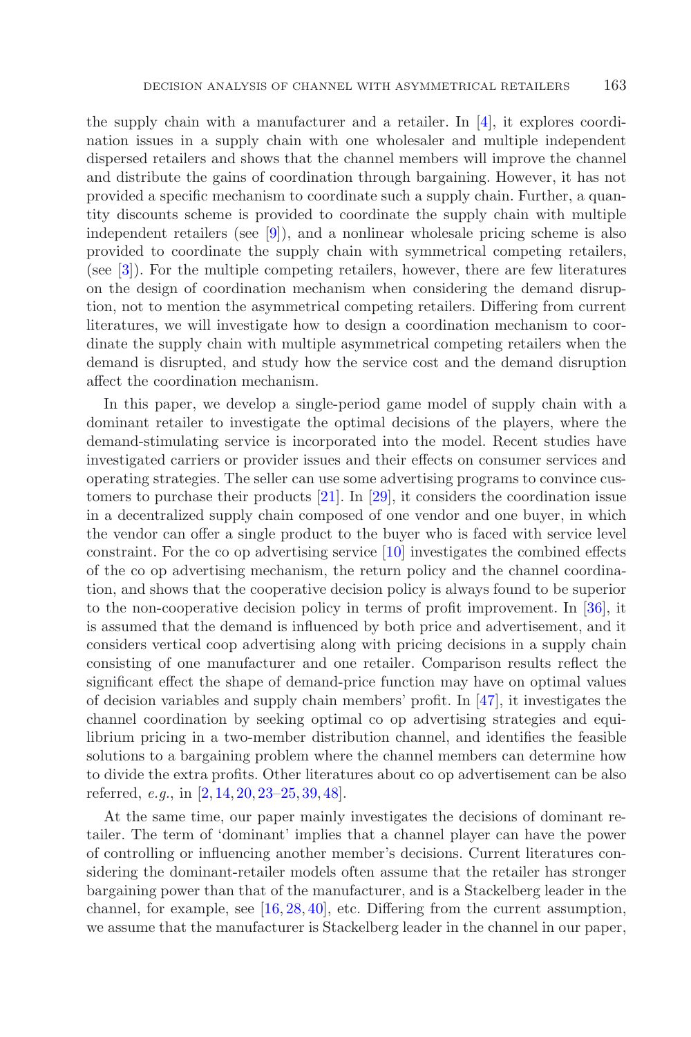the supply chain with a manufacturer and a retailer. In [4], it explores coordination issues in a supply chain with one wholesaler and multiple independent dispersed retailers and shows that the channel members will improve the channel and distribute the gains of coordination through bargaining. However, it has not provided a specific mechanism to coordinate such a supply chain. Further, a quantity discounts scheme is provided to coordinate the supply chain with multiple independent retailers (see [9]), and a nonlinear wholesale pricing scheme is also provided to coordinate the supply chain with symmetrical competing retailers, (see [3]). For the multiple competing retailers, however, there are few literatures on the design of coordination mechanism when considering the demand disruption, not to mention the asymmetrical competing retailers. Differing from current literatures, we will investigate how to design a coordination mechanism to coordinate the supply chain with multiple asymmetrical competing retailers when the demand is disrupted, and study how the service cost and the demand disruption affect the coordination mechanism.

In this paper, we develop a single-period game model of supply chain with a dominant retailer to investigate the optimal decisions of the players, where the demand-stimulating service is incorporated into the model. Recent studies have investigated carriers or provider issues and their effects on consumer services and operating strategies. The seller can use some advertising programs to convince customers to purchase their products [21]. In [29], it considers the coordination issue in a decentralized supply chain composed of one vendor and one buyer, in which the vendor can offer a single product to the buyer who is faced with service level constraint. For the co op advertising service [10] investigates the combined effects of the co op advertising mechanism, the return policy and the channel coordination, and shows that the cooperative decision policy is always found to be superior to the non-cooperative decision policy in terms of profit improvement. In [36], it is assumed that the demand is influenced by both price and advertisement, and it considers vertical coop advertising along with pricing decisions in a supply chain consisting of one manufacturer and one retailer. Comparison results reflect the significant effect the shape of demand-price function may have on optimal values of decision variables and supply chain members' profit. In [47], it investigates the channel coordination by seeking optimal co op advertising strategies and equilibrium pricing in a two-member distribution channel, and identifies the feasible solutions to a bargaining problem where the channel members can determine how to divide the extra profits. Other literatures about co op advertisement can be also referred, *e.g.*, in [2, 14, 20, 23–25, 39, 48].

At the same time, our paper mainly investigates the decisions of dominant retailer. The term of 'dominant' implies that a channel player can have the power of controlling or influencing another member's decisions. Current literatures considering the dominant-retailer models often assume that the retailer has stronger bargaining power than that of the manufacturer, and is a Stackelberg leader in the channel, for example, see [16, 28, 40], etc. Differing from the current assumption, we assume that the manufacturer is Stackelberg leader in the channel in our paper,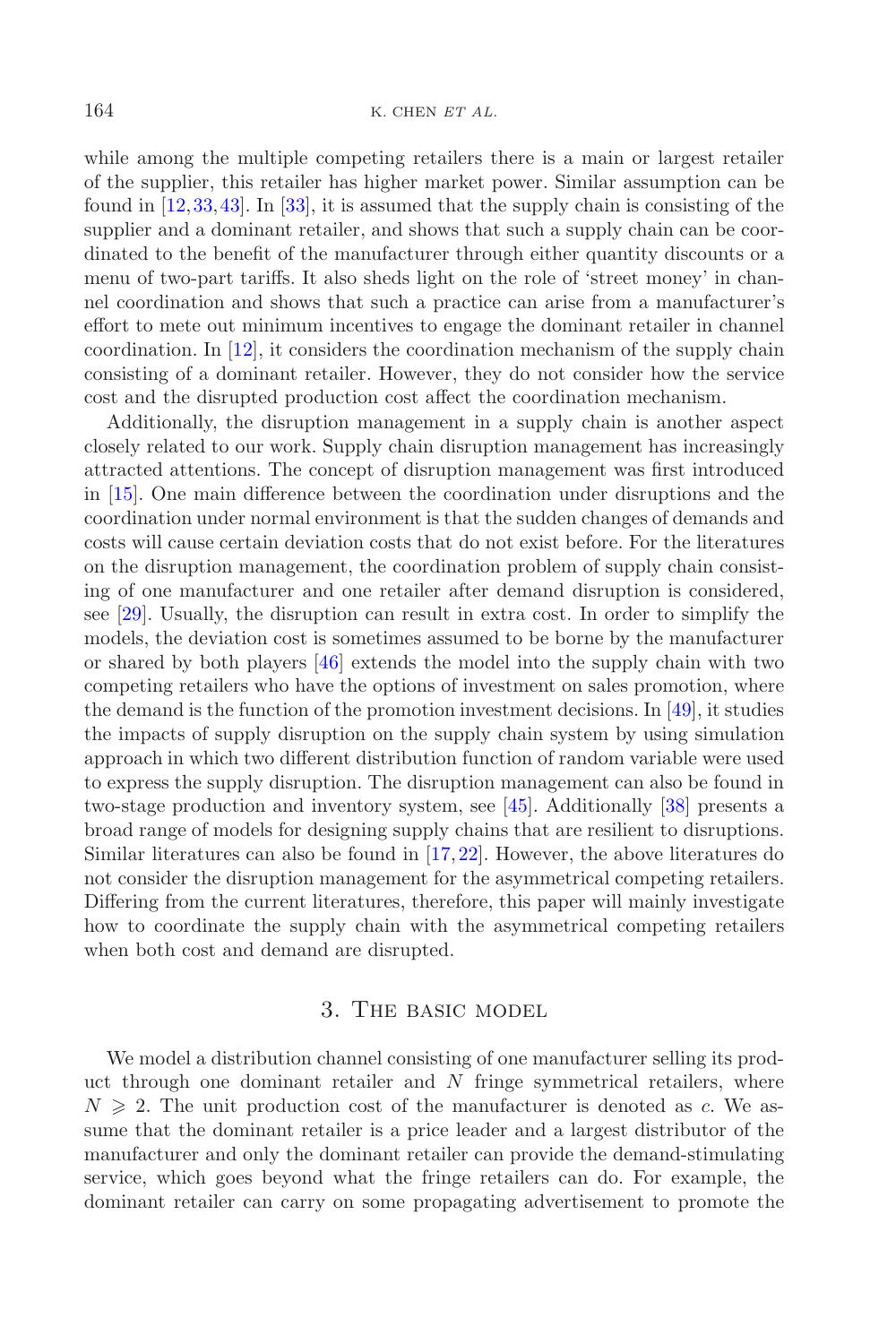while among the multiple competing retailers there is a main or largest retailer of the supplier, this retailer has higher market power. Similar assumption can be found in [12,33,43]. In [33], it is assumed that the supply chain is consisting of the supplier and a dominant retailer, and shows that such a supply chain can be coordinated to the benefit of the manufacturer through either quantity discounts or a menu of two-part tariffs. It also sheds light on the role of 'street money' in channel coordination and shows that such a practice can arise from a manufacturer's effort to mete out minimum incentives to engage the dominant retailer in channel coordination. In [12], it considers the coordination mechanism of the supply chain consisting of a dominant retailer. However, they do not consider how the service cost and the disrupted production cost affect the coordination mechanism.

Additionally, the disruption management in a supply chain is another aspect closely related to our work. Supply chain disruption management has increasingly attracted attentions. The concept of disruption management was first introduced in [15]. One main difference between the coordination under disruptions and the coordination under normal environment is that the sudden changes of demands and costs will cause certain deviation costs that do not exist before. For the literatures on the disruption management, the coordination problem of supply chain consisting of one manufacturer and one retailer after demand disruption is considered, see [29]. Usually, the disruption can result in extra cost. In order to simplify the models, the deviation cost is sometimes assumed to be borne by the manufacturer or shared by both players [46] extends the model into the supply chain with two competing retailers who have the options of investment on sales promotion, where the demand is the function of the promotion investment decisions. In [49], it studies the impacts of supply disruption on the supply chain system by using simulation approach in which two different distribution function of random variable were used to express the supply disruption. The disruption management can also be found in two-stage production and inventory system, see [45]. Additionally [38] presents a broad range of models for designing supply chains that are resilient to disruptions. Similar literatures can also be found in [17,22]. However, the above literatures do not consider the disruption management for the asymmetrical competing retailers. Differing from the current literatures, therefore, this paper will mainly investigate how to coordinate the supply chain with the asymmetrical competing retailers when both cost and demand are disrupted.

## 3. The basic model

We model a distribution channel consisting of one manufacturer selling its product through one dominant retailer and $N$ fringe symmetrical retailers, where $N \geqslant 2$. The unit production cost of the manufacturer is denoted as $c$. We assume that the dominant retailer is a price leader and a largest distributor of the manufacturer and only the dominant retailer can provide the demand-stimulating service, which goes beyond what the fringe retailers can do. For example, the dominant retailer can carry on some propagating advertisement to promote the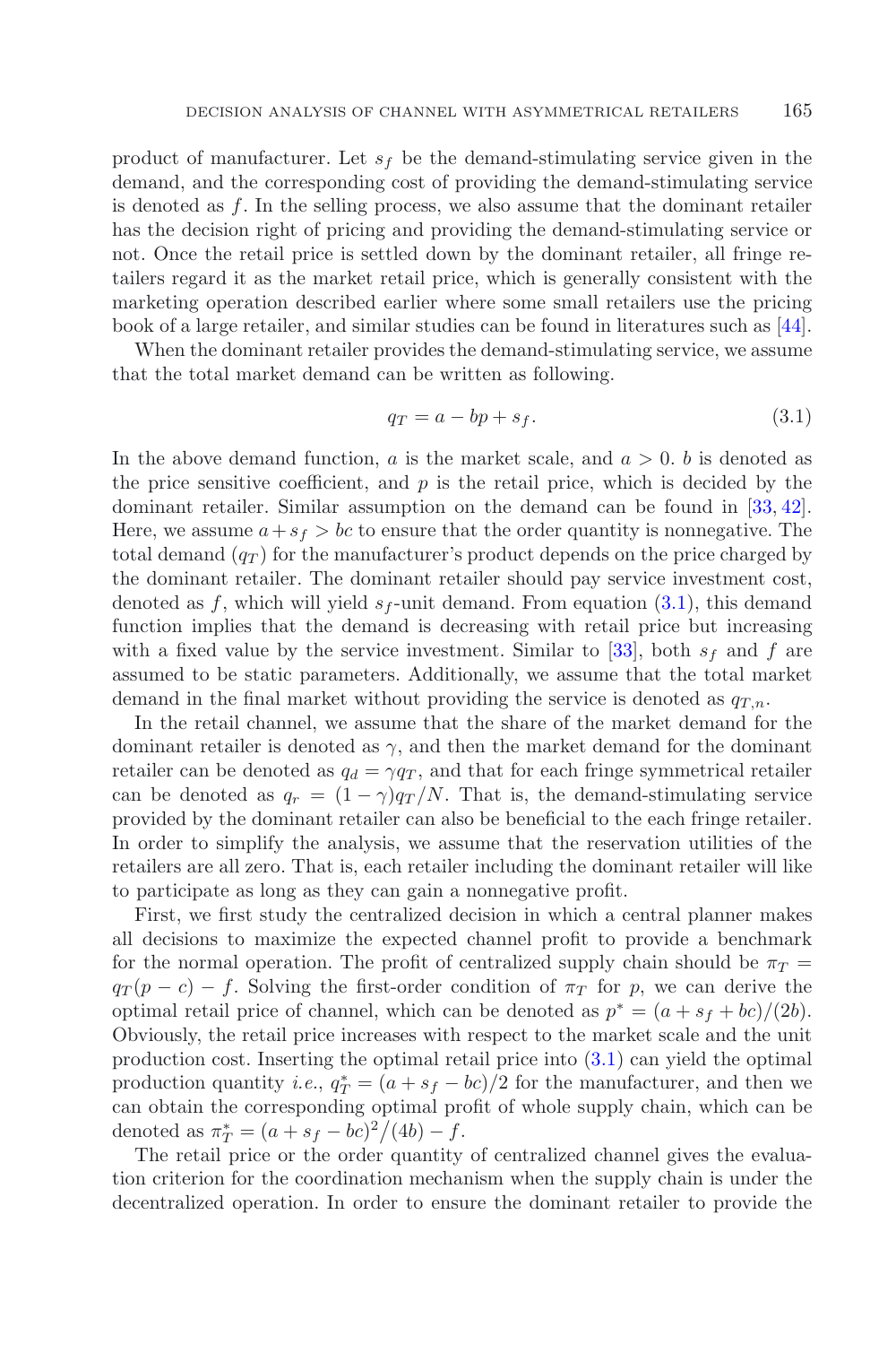product of manufacturer. Let $s_f$ be the demand-stimulating service given in the demand, and the corresponding cost of providing the demand-stimulating service is denoted as $f$. In the selling process, we also assume that the dominant retailer has the decision right of pricing and providing the demand-stimulating service or not. Once the retail price is settled down by the dominant retailer, all fringe retailers regard it as the market retail price, which is generally consistent with the marketing operation described earlier where some small retailers use the pricing book of a large retailer, and similar studies can be found in literatures such as [44].

When the dominant retailer provides the demand-stimulating service, we assume that the total market demand can be written as following.

$$q_T = a - bp + s_f. \tag{3.1}$$

In the above demand function, $a$ is the market scale, and $a > 0$. $b$ is denoted as the price sensitive coefficient, and $p$ is the retail price, which is decided by the dominant retailer. Similar assumption on the demand can be found in [33, 42]. Here, we assume $a + s_f > bc$ to ensure that the order quantity is nonnegative. The total demand ($q_T$) for the manufacturer's product depends on the price charged by the dominant retailer. The dominant retailer should pay service investment cost, denoted as $f$, which will yield $s_f$-unit demand. From equation (3.1), this demand function implies that the demand is decreasing with retail price but increasing with a fixed value by the service investment. Similar to [33], both $s_f$ and $f$ are assumed to be static parameters. Additionally, we assume that the total market demand in the final market without providing the service is denoted as $q_{T,n}$.

In the retail channel, we assume that the share of the market demand for the dominant retailer is denoted as $\gamma$, and then the market demand for the dominant retailer can be denoted as $q_d = \gamma q_T$, and that for each fringe symmetrical retailer can be denoted as $q_r = (1 - \gamma)q_T/N$. That is, the demand-stimulating service provided by the dominant retailer can also be beneficial to the each fringe retailer. In order to simplify the analysis, we assume that the reservation utilities of the retailers are all zero. That is, each retailer including the dominant retailer will like to participate as long as they can gain a nonnegative profit.

First, we first study the centralized decision in which a central planner makes all decisions to maximize the expected channel profit to provide a benchmark for the normal operation. The profit of centralized supply chain should be $\pi_T = q_T(p - c) - f$. Solving the first-order condition of $\pi_T$ for $p$, we can derive the optimal retail price of channel, which can be denoted as $p^* = (a + s_f + bc)/(2b)$. Obviously, the retail price increases with respect to the market scale and the unit production cost. Inserting the optimal retail price into (3.1) can yield the optimal production quantity *i.e.*, $q_T^* = (a + s_f - bc)/2$ for the manufacturer, and then we can obtain the corresponding optimal profit of whole supply chain, which can be denoted as $\pi_T^* = (a + s_f - bc)^2/(4b) - f$.

The retail price or the order quantity of centralized channel gives the evaluation criterion for the coordination mechanism when the supply chain is under the decentralized operation. In order to ensure the dominant retailer to provide the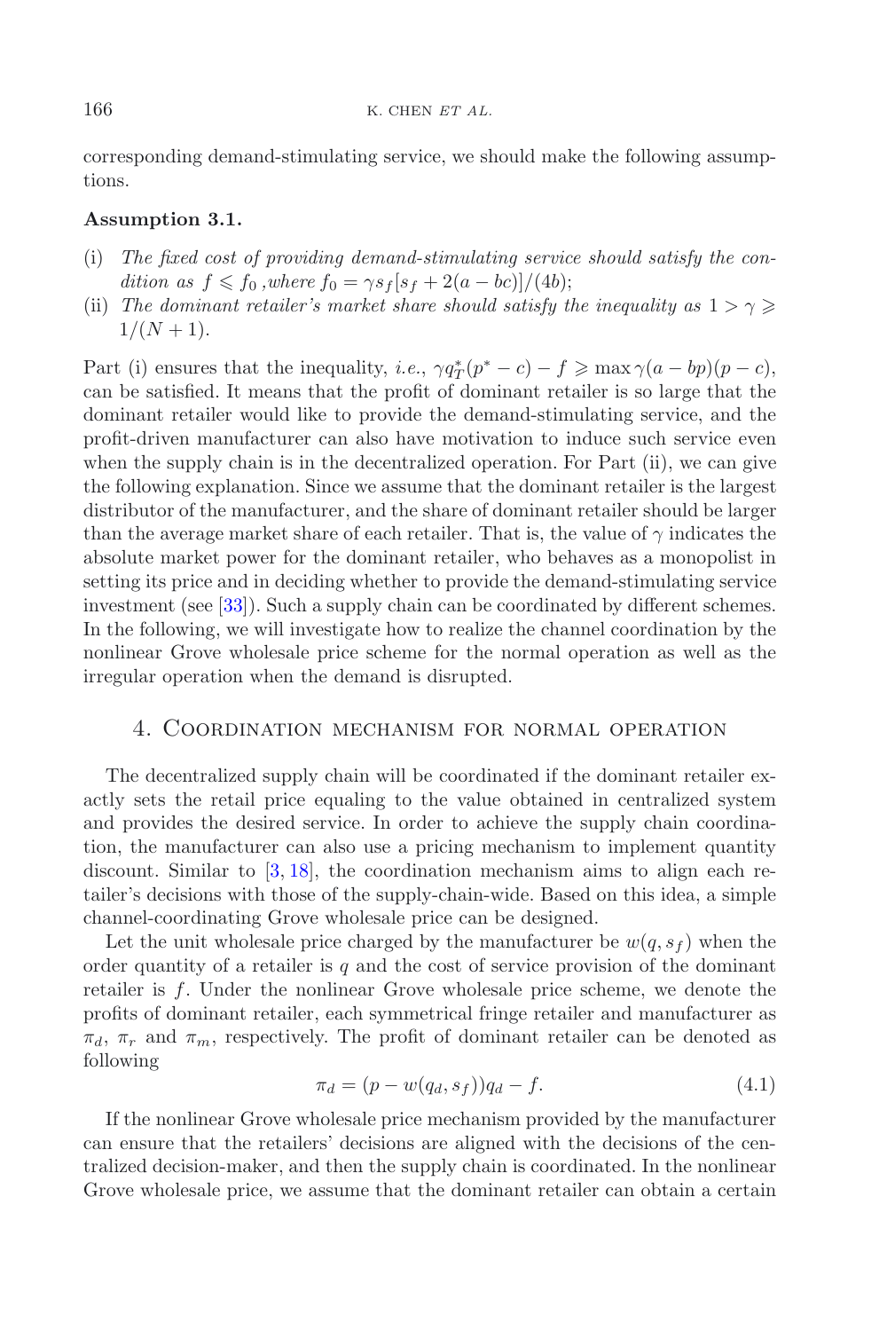corresponding demand-stimulating service, we should make the following assumptions.

**Assumption 3.1.**

(i) *The fixed cost of providing demand-stimulating service should satisfy the condition as* $f \leqslant f_0$ *,where* $f_0 = \gamma s_f[s_f + 2(a - bc)]/(4b)$;

(ii) *The dominant retailer's market share should satisfy the inequality as* $1 > \gamma \geqslant 1/(N+1)$.

Part (i) ensures that the inequality, *i.e.*, $\gamma q_T^*(p^* - c) - f \geqslant \max \gamma(a - bp)(p - c)$, can be satisfied. It means that the profit of dominant retailer is so large that the dominant retailer would like to provide the demand-stimulating service, and the profit-driven manufacturer can also have motivation to induce such service even when the supply chain is in the decentralized operation. For Part (ii), we can give the following explanation. Since we assume that the dominant retailer is the largest distributor of the manufacturer, and the share of dominant retailer should be larger than the average market share of each retailer. That is, the value of $\gamma$ indicates the absolute market power for the dominant retailer, who behaves as a monopolist in setting its price and in deciding whether to provide the demand-stimulating service investment (see [33]). Such a supply chain can be coordinated by different schemes. In the following, we will investigate how to realize the channel coordination by the nonlinear Grove wholesale price scheme for the normal operation as well as the irregular operation when the demand is disrupted.

## 4. Coordination mechanism for normal operation

The decentralized supply chain will be coordinated if the dominant retailer exactly sets the retail price equaling to the value obtained in centralized system and provides the desired service. In order to achieve the supply chain coordination, the manufacturer can also use a pricing mechanism to implement quantity discount. Similar to [3, 18], the coordination mechanism aims to align each retailer's decisions with those of the supply-chain-wide. Based on this idea, a simple channel-coordinating Grove wholesale price can be designed.

Let the unit wholesale price charged by the manufacturer be $w(q, s_f)$ when the order quantity of a retailer is $q$ and the cost of service provision of the dominant retailer is $f$. Under the nonlinear Grove wholesale price scheme, we denote the profits of dominant retailer, each symmetrical fringe retailer and manufacturer as $\pi_d$, $\pi_r$ and $\pi_m$, respectively. The profit of dominant retailer can be denoted as following

$$\pi_d = (p - w(q_d, s_f))q_d - f. \tag{4.1}$$

If the nonlinear Grove wholesale price mechanism provided by the manufacturer can ensure that the retailers' decisions are aligned with the decisions of the centralized decision-maker, and then the supply chain is coordinated. In the nonlinear Grove wholesale price, we assume that the dominant retailer can obtain a certain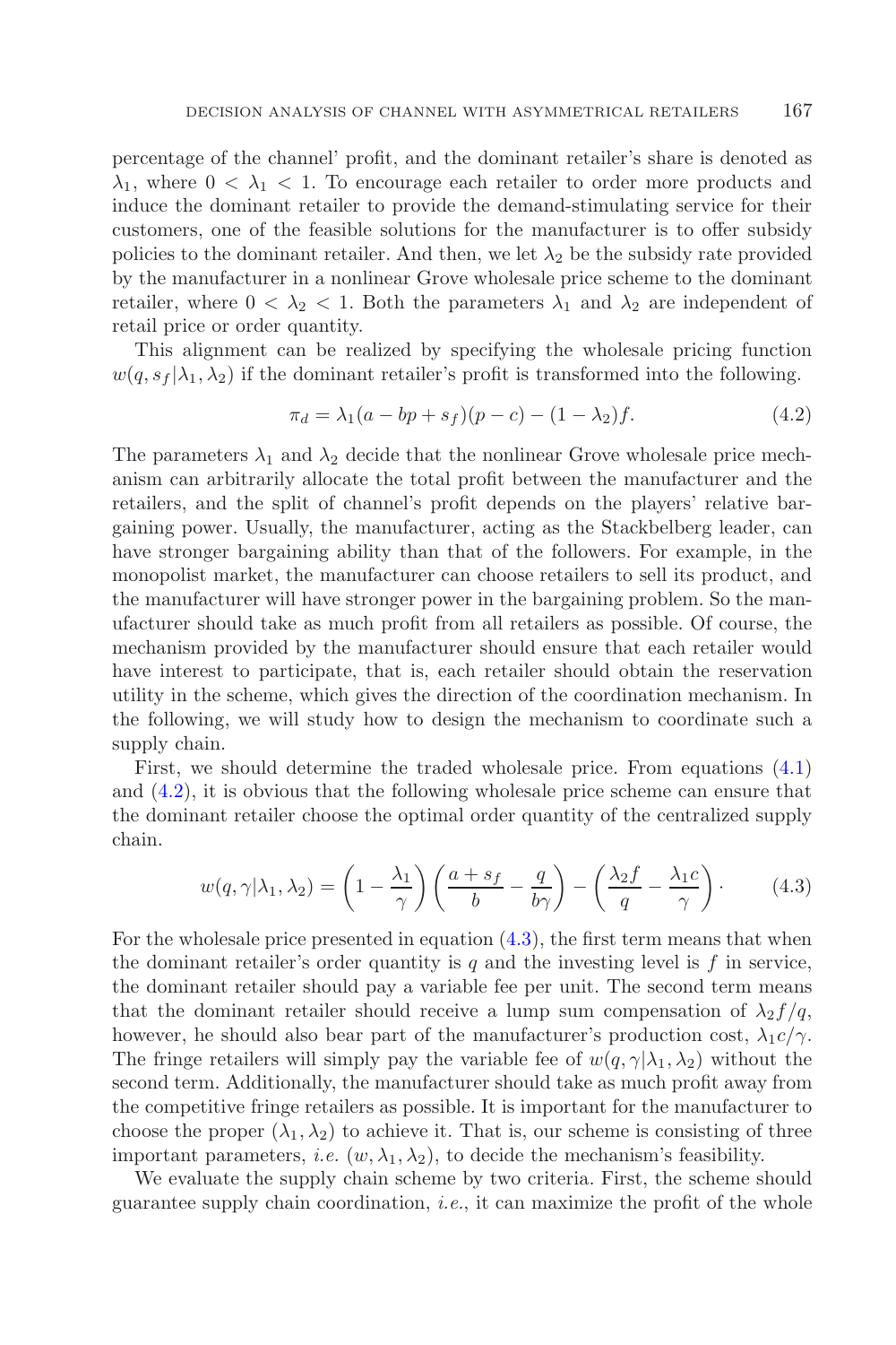percentage of the channel' profit, and the dominant retailer's share is denoted as $\lambda_1$, where $0 < \lambda_1 < 1$. To encourage each retailer to order more products and induce the dominant retailer to provide the demand-stimulating service for their customers, one of the feasible solutions for the manufacturer is to offer subsidy policies to the dominant retailer. And then, we let $\lambda_2$ be the subsidy rate provided by the manufacturer in a nonlinear Grove wholesale price scheme to the dominant retailer, where $0 < \lambda_2 < 1$. Both the parameters $\lambda_1$ and $\lambda_2$ are independent of retail price or order quantity.

This alignment can be realized by specifying the wholesale pricing function $w(q, s_f|\lambda_1, \lambda_2)$ if the dominant retailer's profit is transformed into the following.

$$\pi_d = \lambda_1(a - bp + s_f)(p - c) - (1 - \lambda_2)f. \tag{4.2}$$

The parameters $\lambda_1$ and $\lambda_2$ decide that the nonlinear Grove wholesale price mechanism can arbitrarily allocate the total profit between the manufacturer and the retailers, and the split of channel's profit depends on the players' relative bargaining power. Usually, the manufacturer, acting as the Stackbelberg leader, can have stronger bargaining ability than that of the followers. For example, in the monopolist market, the manufacturer can choose retailers to sell its product, and the manufacturer will have stronger power in the bargaining problem. So the manufacturer should take as much profit from all retailers as possible. Of course, the mechanism provided by the manufacturer should ensure that each retailer would have interest to participate, that is, each retailer should obtain the reservation utility in the scheme, which gives the direction of the coordination mechanism. In the following, we will study how to design the mechanism to coordinate such a supply chain.

First, we should determine the traded wholesale price. From equations (4.1) and (4.2), it is obvious that the following wholesale price scheme can ensure that the dominant retailer choose the optimal order quantity of the centralized supply chain.

$$w(q, \gamma|\lambda_1, \lambda_2) = \left(1 - \frac{\lambda_1}{\gamma}\right)\left(\frac{a + s_f}{b} - \frac{q}{b\gamma}\right) - \left(\frac{\lambda_2 f}{q} - \frac{\lambda_1 c}{\gamma}\right)\cdot \tag{4.3}$$

For the wholesale price presented in equation (4.3), the first term means that when the dominant retailer's order quantity is $q$ and the investing level is $f$ in service, the dominant retailer should pay a variable fee per unit. The second term means that the dominant retailer should receive a lump sum compensation of $\lambda_2 f/q$, however, he should also bear part of the manufacturer's production cost, $\lambda_1 c/\gamma$. The fringe retailers will simply pay the variable fee of $w(q, \gamma|\lambda_1, \lambda_2)$ without the second term. Additionally, the manufacturer should take as much profit away from the competitive fringe retailers as possible. It is important for the manufacturer to choose the proper $(\lambda_1, \lambda_2)$ to achieve it. That is, our scheme is consisting of three important parameters, *i.e.* $(w, \lambda_1, \lambda_2)$, to decide the mechanism's feasibility.

We evaluate the supply chain scheme by two criteria. First, the scheme should guarantee supply chain coordination, *i.e.*, it can maximize the profit of the whole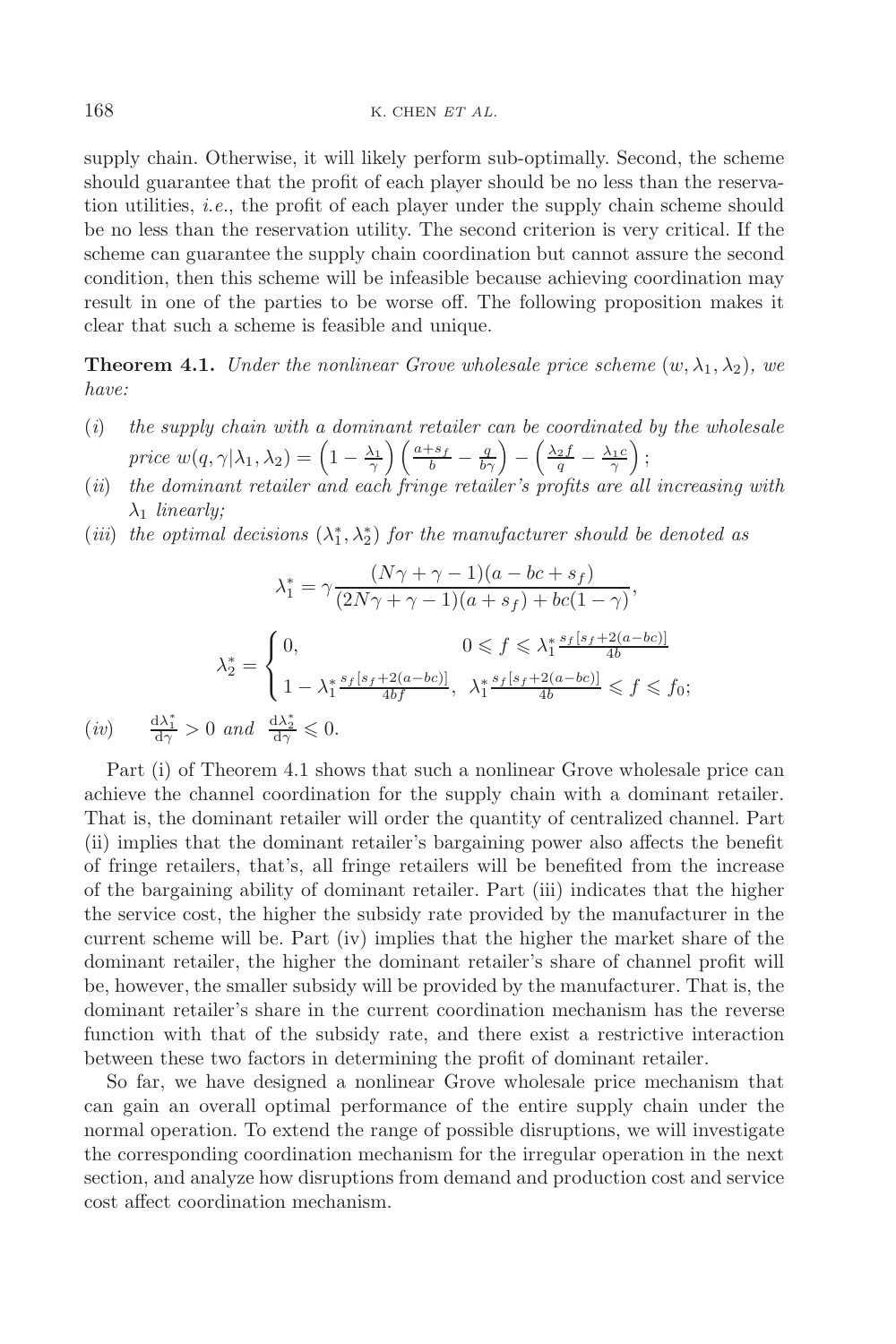supply chain. Otherwise, it will likely perform sub-optimally. Second, the scheme should guarantee that the profit of each player should be no less than the reservation utilities, *i.e.*, the profit of each player under the supply chain scheme should be no less than the reservation utility. The second criterion is very critical. If the scheme can guarantee the supply chain coordination but cannot assure the second condition, then this scheme will be infeasible because achieving coordination may result in one of the parties to be worse off. The following proposition makes it clear that such a scheme is feasible and unique.

**Theorem 4.1.** *Under the nonlinear Grove wholesale price scheme* $(w, \lambda_1, \lambda_2)$*, we have:*

(*i*) *the supply chain with a dominant retailer can be coordinated by the wholesale price* $w(q, \gamma|\lambda_1, \lambda_2) = \left(1 - \frac{\lambda_1}{\gamma}\right)\left(\frac{a+s_f}{b} - \frac{q}{b\gamma}\right) - \left(\frac{\lambda_2 f}{q} - \frac{\lambda_1 c}{\gamma}\right)$;

(*ii*) *the dominant retailer and each fringe retailer's profits are all increasing with* $\lambda_1$ *linearly;*

(*iii*) *the optimal decisions* $(\lambda_1^*, \lambda_2^*)$ *for the manufacturer should be denoted as*

$$\lambda_1^* = \gamma \frac{(N\gamma + \gamma - 1)(a - bc + s_f)}{(2N\gamma + \gamma - 1)(a + s_f) + bc(1 - \gamma)},$$

$$\lambda_2^* = \begin{cases} 0, & 0 \leqslant f \leqslant \lambda_1^* \frac{s_f[s_f + 2(a-bc)]}{4b} \\ 1 - \lambda_1^* \frac{s_f[s_f+2(a-bc)]}{4bf}, & \lambda_1^* \frac{s_f[s_f+2(a-bc)]}{4b} \leqslant f \leqslant f_0; \end{cases}$$

(*iv*) $\frac{\mathrm{d}\lambda_1^*}{\mathrm{d}\gamma} > 0$ *and* $\frac{\mathrm{d}\lambda_2^*}{\mathrm{d}\gamma} \leqslant 0$.

Part (i) of Theorem 4.1 shows that such a nonlinear Grove wholesale price can achieve the channel coordination for the supply chain with a dominant retailer. That is, the dominant retailer will order the quantity of centralized channel. Part (ii) implies that the dominant retailer's bargaining power also affects the benefit of fringe retailers, that's, all fringe retailers will be benefited from the increase of the bargaining ability of dominant retailer. Part (iii) indicates that the higher the service cost, the higher the subsidy rate provided by the manufacturer in the current scheme will be. Part (iv) implies that the higher the market share of the dominant retailer, the higher the dominant retailer's share of channel profit will be, however, the smaller subsidy will be provided by the manufacturer. That is, the dominant retailer's share in the current coordination mechanism has the reverse function with that of the subsidy rate, and there exist a restrictive interaction between these two factors in determining the profit of dominant retailer.

So far, we have designed a nonlinear Grove wholesale price mechanism that can gain an overall optimal performance of the entire supply chain under the normal operation. To extend the range of possible disruptions, we will investigate the corresponding coordination mechanism for the irregular operation in the next section, and analyze how disruptions from demand and production cost and service cost affect coordination mechanism.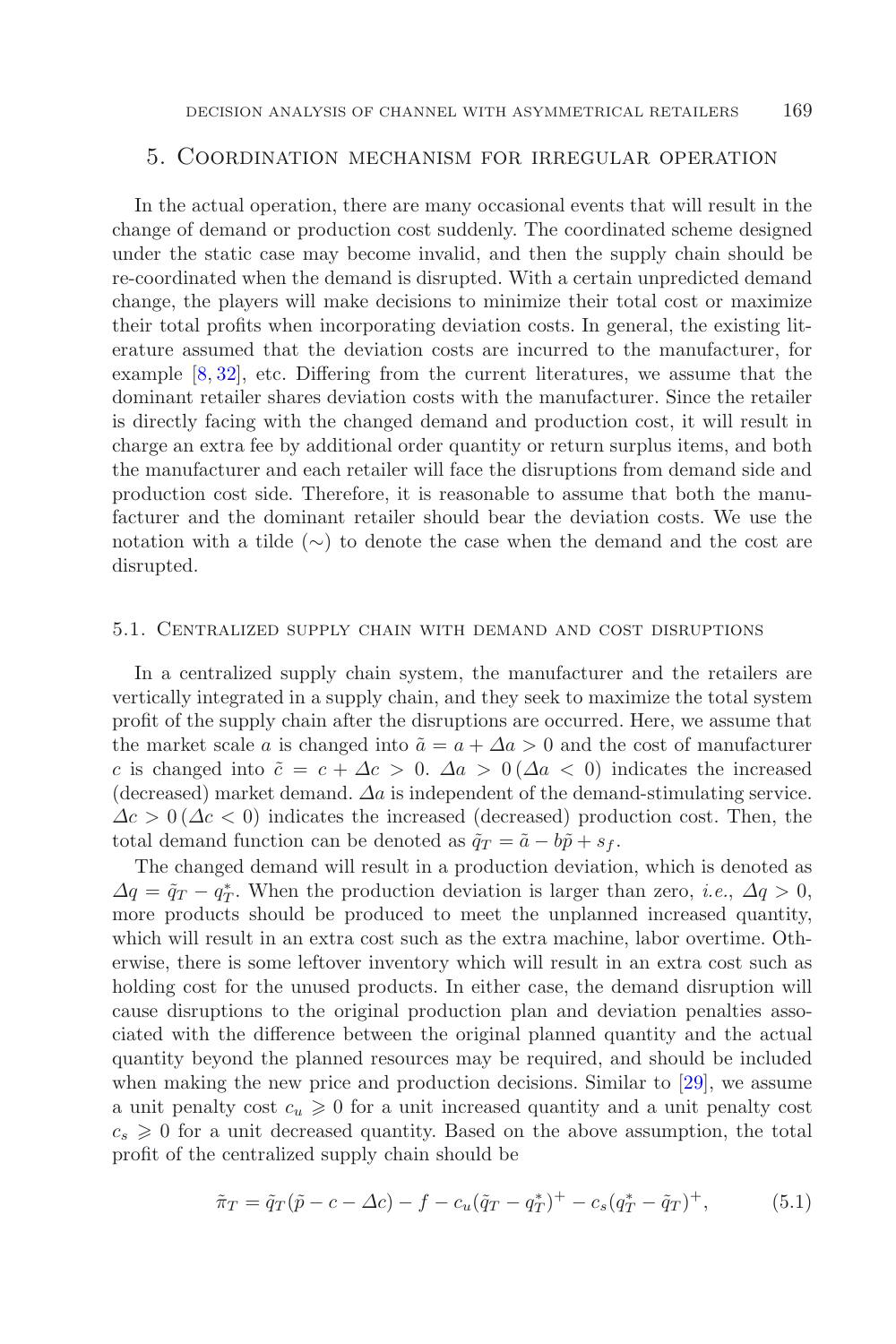## 5. Coordination mechanism for irregular operation

In the actual operation, there are many occasional events that will result in the change of demand or production cost suddenly. The coordinated scheme designed under the static case may become invalid, and then the supply chain should be re-coordinated when the demand is disrupted. With a certain unpredicted demand change, the players will make decisions to minimize their total cost or maximize their total profits when incorporating deviation costs. In general, the existing literature assumed that the deviation costs are incurred to the manufacturer, for example [8, 32], etc. Differing from the current literatures, we assume that the dominant retailer shares deviation costs with the manufacturer. Since the retailer is directly facing with the changed demand and production cost, it will result in charge an extra fee by additional order quantity or return surplus items, and both the manufacturer and each retailer will face the disruptions from demand side and production cost side. Therefore, it is reasonable to assume that both the manufacturer and the dominant retailer should bear the deviation costs. We use the notation with a tilde ($\sim$) to denote the case when the demand and the cost are disrupted.

### 5.1. Centralized supply chain with demand and cost disruptions

In a centralized supply chain system, the manufacturer and the retailers are vertically integrated in a supply chain, and they seek to maximize the total system profit of the supply chain after the disruptions are occurred. Here, we assume that the market scale $a$ is changed into $\tilde{a} = a + \Delta a > 0$ and the cost of manufacturer $c$ is changed into $\tilde{c} = c + \Delta c > 0$. $\Delta a > 0\,(\Delta a < 0)$ indicates the increased (decreased) market demand. $\Delta a$ is independent of the demand-stimulating service. $\Delta c > 0\,(\Delta c < 0)$ indicates the increased (decreased) production cost. Then, the total demand function can be denoted as $\tilde{q}_T = \tilde{a} - b\tilde{p} + s_f$.

The changed demand will result in a production deviation, which is denoted as $\Delta q = \tilde{q}_T - q_T^*$. When the production deviation is larger than zero, *i.e.*, $\Delta q > 0$, more products should be produced to meet the unplanned increased quantity, which will result in an extra cost such as the extra machine, labor overtime. Otherwise, there is some leftover inventory which will result in an extra cost such as holding cost for the unused products. In either case, the demand disruption will cause disruptions to the original production plan and deviation penalties associated with the difference between the original planned quantity and the actual quantity beyond the planned resources may be required, and should be included when making the new price and production decisions. Similar to [29], we assume a unit penalty cost $c_u \geqslant 0$ for a unit increased quantity and a unit penalty cost $c_s \geqslant 0$ for a unit decreased quantity. Based on the above assumption, the total profit of the centralized supply chain should be

$$\tilde{\pi}_T = \tilde{q}_T(\tilde{p} - c - \Delta c) - f - c_u(\tilde{q}_T - q_T^*)^+ - c_s(q_T^* - \tilde{q}_T)^+, \tag{5.1}$$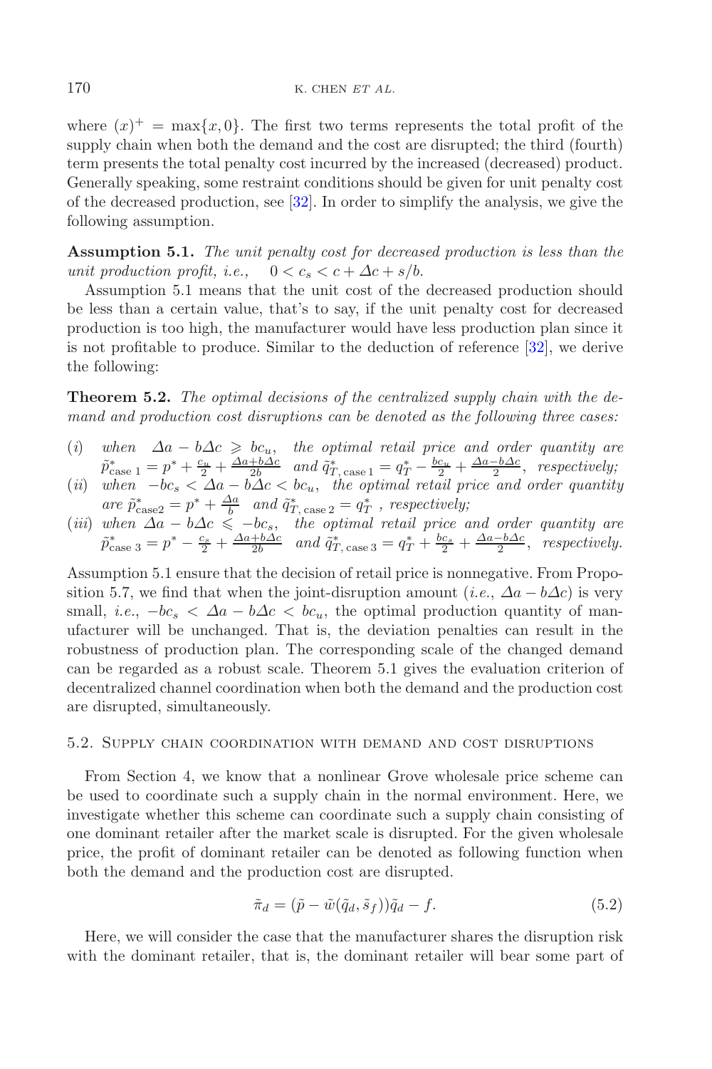where $(x)^+ = \max\{x, 0\}$. The first two terms represents the total profit of the supply chain when both the demand and the cost are disrupted; the third (fourth) term presents the total penalty cost incurred by the increased (decreased) product. Generally speaking, some restraint conditions should be given for unit penalty cost of the decreased production, see [32]. In order to simplify the analysis, we give the following assumption.

**Assumption 5.1.** *The unit penalty cost for decreased production is less than the unit production profit, i.e.,* $0 < c_s < c + \Delta c + s/b$.

Assumption 5.1 means that the unit cost of the decreased production should be less than a certain value, that's to say, if the unit penalty cost for decreased production is too high, the manufacturer would have less production plan since it is not profitable to produce. Similar to the deduction of reference [32], we derive the following:

**Theorem 5.2.** *The optimal decisions of the centralized supply chain with the demand and production cost disruptions can be denoted as the following three cases:*

- (*i*) *when* $\Delta a - b\Delta c \geqslant bc_u$, *the optimal retail price and order quantity are* $\tilde{p}^*_{\text{case 1}} = p^* + \frac{c_u}{2} + \frac{\Delta a + b\Delta c}{2b}$ *and* $\tilde{q}^*_{T,\,\text{case 1}} = q^*_T - \frac{bc_u}{2} + \frac{\Delta a - b\Delta c}{2}$, *respectively;*
- (*ii*) *when* $-bc_s < \Delta a - b\Delta c < bc_u$, *the optimal retail price and order quantity are* $\tilde{p}^*_{\text{case2}} = p^* + \frac{\Delta a}{b}$ *and* $\tilde{q}^*_{T,\,\text{case 2}} = q^*_T$ , *respectively;*
- (*iii*) *when* $\Delta a - b\Delta c \leqslant -bc_s$, *the optimal retail price and order quantity are* $\tilde{p}^*_{\text{case 3}} = p^* - \frac{c_s}{2} + \frac{\Delta a + b\Delta c}{2b}$ *and* $\tilde{q}^*_{T,\,\text{case 3}} = q^*_T + \frac{bc_s}{2} + \frac{\Delta a - b\Delta c}{2}$, *respectively.*

Assumption 5.1 ensure that the decision of retail price is nonnegative. From Proposition 5.7, we find that when the joint-disruption amount (*i.e.*, $\Delta a - b\Delta c$) is very small, *i.e.*, $-bc_s < \Delta a - b\Delta c < bc_u$, the optimal production quantity of manufacturer will be unchanged. That is, the deviation penalties can result in the robustness of production plan. The corresponding scale of the changed demand can be regarded as a robust scale. Theorem 5.1 gives the evaluation criterion of decentralized channel coordination when both the demand and the production cost are disrupted, simultaneously.

## 5.2. Supply chain coordination with demand and cost disruptions

From Section 4, we know that a nonlinear Grove wholesale price scheme can be used to coordinate such a supply chain in the normal environment. Here, we investigate whether this scheme can coordinate such a supply chain consisting of one dominant retailer after the market scale is disrupted. For the given wholesale price, the profit of dominant retailer can be denoted as following function when both the demand and the production cost are disrupted.

$$\tilde{\pi}_d = (\tilde{p} - \tilde{w}(\tilde{q}_d, \tilde{s}_f))\tilde{q}_d - f. \tag{5.2}$$

Here, we will consider the case that the manufacturer shares the disruption risk with the dominant retailer, that is, the dominant retailer will bear some part of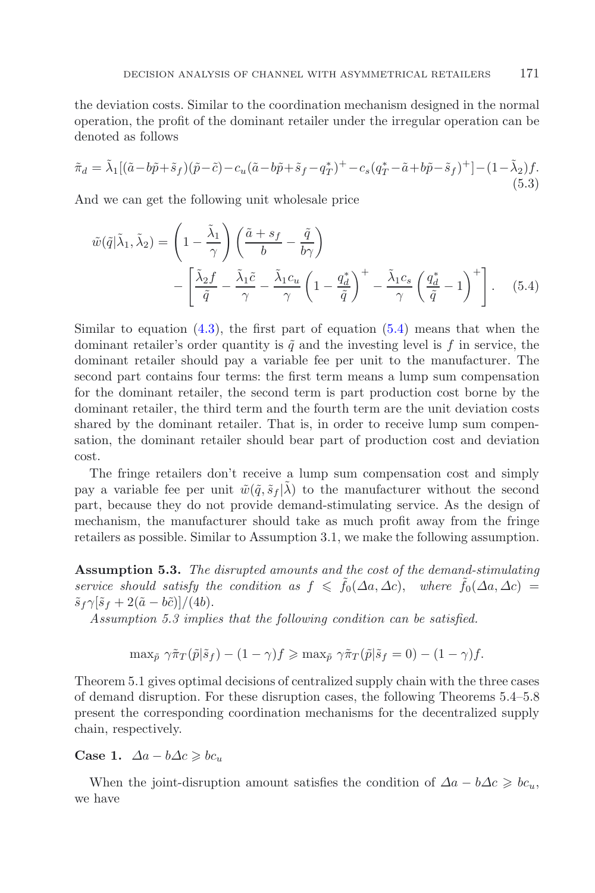the deviation costs. Similar to the coordination mechanism designed in the normal operation, the profit of the dominant retailer under the irregular operation can be denoted as follows

$$\tilde{\pi}_d = \tilde{\lambda}_1[(\tilde{a}-b\tilde{p}+\tilde{s}_f)(\tilde{p}-\tilde{c})-c_u(\tilde{a}-b\tilde{p}+\tilde{s}_f-q_T^*)^+-c_s(q_T^*-\tilde{a}+b\tilde{p}-\tilde{s}_f)^+]-(1-\tilde{\lambda}_2)f. \tag{5.3}$$

And we can get the following unit wholesale price

$$\tilde{w}(\tilde{q}|\tilde{\lambda}_1,\tilde{\lambda}_2) = \left(1-\frac{\tilde{\lambda}_1}{\gamma}\right)\left(\frac{\tilde{a}+s_f}{b}-\frac{\tilde{q}}{b\gamma}\right) - \left[\frac{\tilde{\lambda}_2 f}{\tilde{q}}-\frac{\tilde{\lambda}_1\tilde{c}}{\gamma}-\frac{\tilde{\lambda}_1 c_u}{\gamma}\left(1-\frac{q_d^*}{\tilde{q}}\right)^+-\frac{\tilde{\lambda}_1 c_s}{\gamma}\left(\frac{q_d^*}{\tilde{q}}-1\right)^+\right]. \tag{5.4}$$

Similar to equation (4.3), the first part of equation (5.4) means that when the dominant retailer's order quantity is $\tilde{q}$ and the investing level is $f$ in service, the dominant retailer should pay a variable fee per unit to the manufacturer. The second part contains four terms: the first term means a lump sum compensation for the dominant retailer, the second term is part production cost borne by the dominant retailer, the third term and the fourth term are the unit deviation costs shared by the dominant retailer. That is, in order to receive lump sum compensation, the dominant retailer should bear part of production cost and deviation cost.

The fringe retailers don't receive a lump sum compensation cost and simply pay a variable fee per unit $\tilde{w}(\tilde{q},\tilde{s}_f|\tilde{\lambda})$ to the manufacturer without the second part, because they do not provide demand-stimulating service. As the design of mechanism, the manufacturer should take as much profit away from the fringe retailers as possible. Similar to Assumption 3.1, we make the following assumption.

**Assumption 5.3.** *The disrupted amounts and the cost of the demand-stimulating service should satisfy the condition as* $f \leqslant \tilde{f}_0(\Delta a,\Delta c)$, *where* $\tilde{f}_0(\Delta a,\Delta c) = \tilde{s}_f\gamma[\tilde{s}_f+2(\tilde{a}-b\tilde{c})]/(4b)$.

*Assumption 5.3 implies that the following condition can be satisfied.*

$$\max_{\tilde{p}}\ \gamma\tilde{\pi}_T(\tilde{p}|\tilde{s}_f)-(1-\gamma)f \geqslant \max_{\tilde{p}}\ \gamma\tilde{\pi}_T(\tilde{p}|\tilde{s}_f=0)-(1-\gamma)f.$$

Theorem 5.1 gives optimal decisions of centralized supply chain with the three cases of demand disruption. For these disruption cases, the following Theorems 5.4–5.8 present the corresponding coordination mechanisms for the decentralized supply chain, respectively.

**Case 1.** $\Delta a - b\Delta c \geqslant bc_u$

When the joint-disruption amount satisfies the condition of $\Delta a - b\Delta c \geqslant bc_u$, we have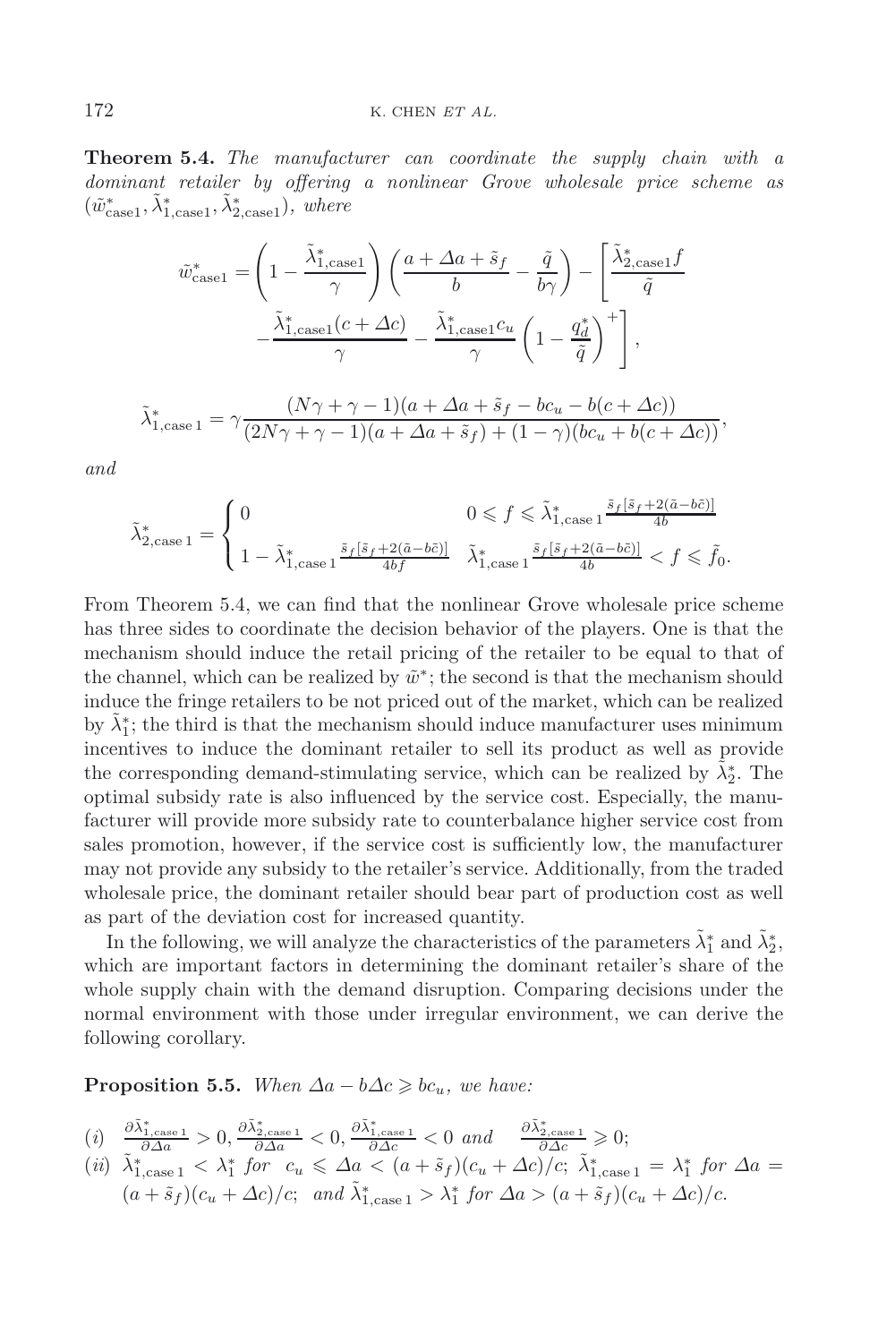**Theorem 5.4.** *The manufacturer can coordinate the supply chain with a dominant retailer by offering a nonlinear Grove wholesale price scheme as* $(\tilde{w}^*_{\text{case1}}, \tilde{\lambda}^*_{1,\text{case1}}, \tilde{\lambda}^*_{2,\text{case1}})$, *where*

$$\tilde{w}^*_{\text{case1}} = \left(1 - \frac{\tilde{\lambda}^*_{1,\text{case1}}}{\gamma}\right)\left(\frac{a + \Delta a + \tilde{s}_f}{b} - \frac{\tilde{q}}{b\gamma}\right) - \left[\frac{\tilde{\lambda}^*_{2,\text{case1}} f}{\tilde{q}} - \frac{\tilde{\lambda}^*_{1,\text{case1}}(c + \Delta c)}{\gamma} - \frac{\tilde{\lambda}^*_{1,\text{case1}} c_u}{\gamma}\left(1 - \frac{q^*_d}{\tilde{q}}\right)^+\right],$$

$$\tilde{\lambda}^*_{1,\text{case 1}} = \gamma \frac{(N\gamma + \gamma - 1)(a + \Delta a + \tilde{s}_f - bc_u - b(c + \Delta c))}{(2N\gamma + \gamma - 1)(a + \Delta a + \tilde{s}_f) + (1 - \gamma)(bc_u + b(c + \Delta c))},$$

*and*

$$\tilde{\lambda}^*_{2,\text{case 1}} = \begin{cases} 0 & 0 \leqslant f \leqslant \tilde{\lambda}^*_{1,\text{case 1}} \frac{\tilde{s}_f[\tilde{s}_f + 2(\tilde{a} - b\tilde{c})]}{4b} \\ 1 - \tilde{\lambda}^*_{1,\text{case 1}} \frac{\tilde{s}_f[\tilde{s}_f + 2(\tilde{a} - b\tilde{c})]}{4bf} & \tilde{\lambda}^*_{1,\text{case 1}} \frac{\tilde{s}_f[\tilde{s}_f + 2(\tilde{a} - b\tilde{c})]}{4b} < f \leqslant \tilde{f}_0. \end{cases}$$

From Theorem 5.4, we can find that the nonlinear Grove wholesale price scheme has three sides to coordinate the decision behavior of the players. One is that the mechanism should induce the retail pricing of the retailer to be equal to that of the channel, which can be realized by $\tilde{w}^*$; the second is that the mechanism should induce the fringe retailers to be not priced out of the market, which can be realized by $\tilde{\lambda}^*_1$; the third is that the mechanism should induce manufacturer uses minimum incentives to induce the dominant retailer to sell its product as well as provide the corresponding demand-stimulating service, which can be realized by $\tilde{\lambda}^*_2$. The optimal subsidy rate is also influenced by the service cost. Especially, the manufacturer will provide more subsidy rate to counterbalance higher service cost from sales promotion, however, if the service cost is sufficiently low, the manufacturer may not provide any subsidy to the retailer's service. Additionally, from the traded wholesale price, the dominant retailer should bear part of production cost as well as part of the deviation cost for increased quantity.

In the following, we will analyze the characteristics of the parameters $\tilde{\lambda}^*_1$ and $\tilde{\lambda}^*_2$, which are important factors in determining the dominant retailer's share of the whole supply chain with the demand disruption. Comparing decisions under the normal environment with those under irregular environment, we can derive the following corollary.

**Proposition 5.5.** *When* $\Delta a - b\Delta c \geqslant bc_u$, *we have:*

(*i*) $\frac{\partial \tilde{\lambda}^*_{1,\text{case 1}}}{\partial \Delta a} > 0, \frac{\partial \tilde{\lambda}^*_{2,\text{case 1}}}{\partial \Delta a} < 0, \frac{\partial \tilde{\lambda}^*_{1,\text{case 1}}}{\partial \Delta c} < 0$ *and* $\frac{\partial \tilde{\lambda}^*_{2,\text{case 1}}}{\partial \Delta c} \geqslant 0$;

(*ii*) $\tilde{\lambda}^*_{1,\text{case 1}} < \lambda^*_1$ *for* $c_u \leqslant \Delta a < (a + \tilde{s}_f)(c_u + \Delta c)/c$; $\tilde{\lambda}^*_{1,\text{case 1}} = \lambda^*_1$ *for* $\Delta a = (a + \tilde{s}_f)(c_u + \Delta c)/c$; *and* $\tilde{\lambda}^*_{1,\text{case 1}} > \lambda^*_1$ *for* $\Delta a > (a + \tilde{s}_f)(c_u + \Delta c)/c$.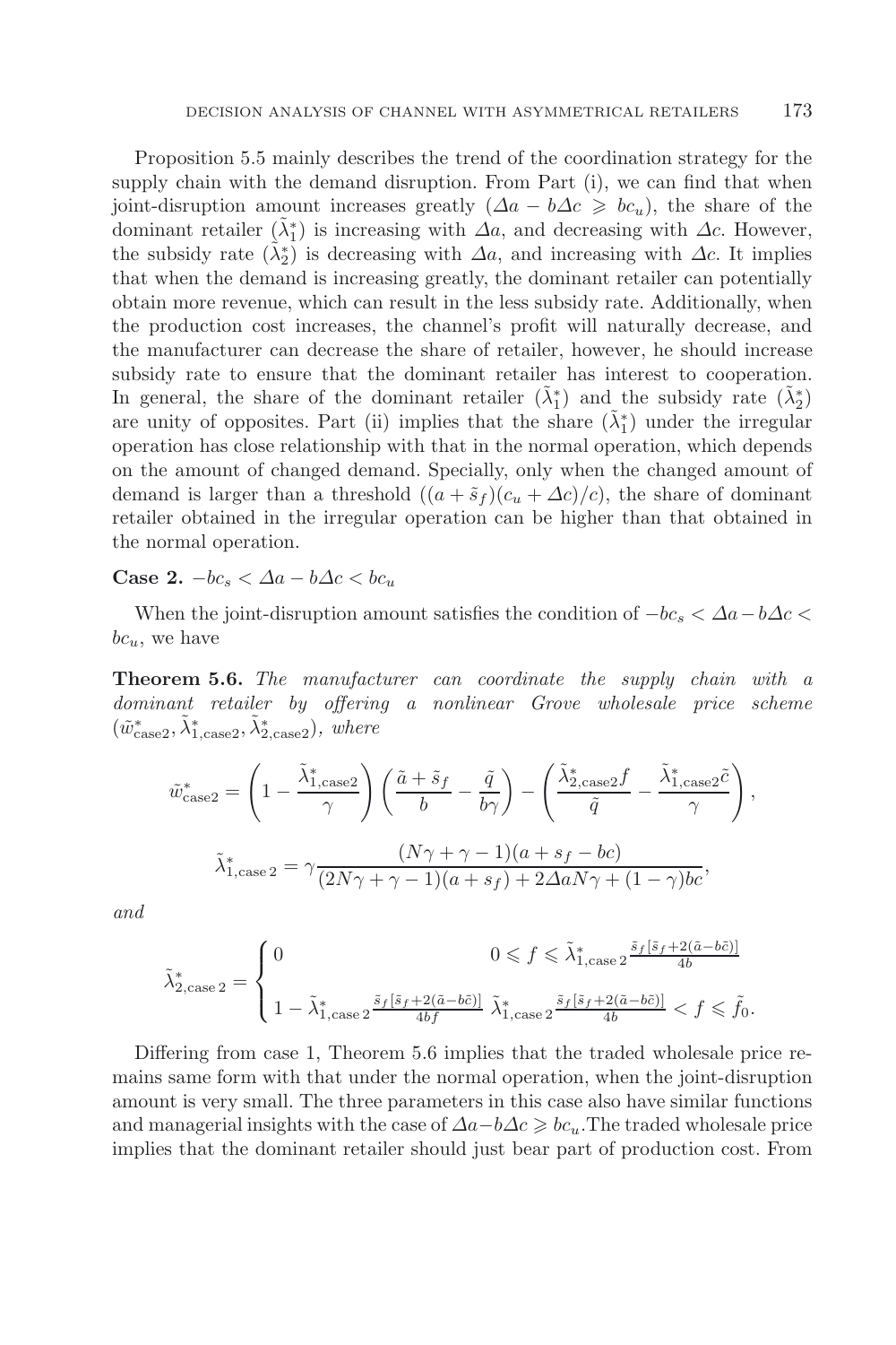Proposition 5.5 mainly describes the trend of the coordination strategy for the supply chain with the demand disruption. From Part (i), we can find that when joint-disruption amount increases greatly ($\Delta a - b\Delta c \geqslant bc_u$), the share of the dominant retailer ($\tilde{\lambda}_1^*$) is increasing with $\Delta a$, and decreasing with $\Delta c$. However, the subsidy rate ($\tilde{\lambda}_2^*$) is decreasing with $\Delta a$, and increasing with $\Delta c$. It implies that when the demand is increasing greatly, the dominant retailer can potentially obtain more revenue, which can result in the less subsidy rate. Additionally, when the production cost increases, the channel's profit will naturally decrease, and the manufacturer can decrease the share of retailer, however, he should increase subsidy rate to ensure that the dominant retailer has interest to cooperation. In general, the share of the dominant retailer ($\tilde{\lambda}_1^*$) and the subsidy rate ($\tilde{\lambda}_2^*$) are unity of opposites. Part (ii) implies that the share ($\tilde{\lambda}_1^*$) under the irregular operation has close relationship with that in the normal operation, which depends on the amount of changed demand. Specially, only when the changed amount of demand is larger than a threshold ($(a + \tilde{s}_f)(c_u + \Delta c)/c$), the share of dominant retailer obtained in the irregular operation can be higher than that obtained in the normal operation.

**Case 2.** $-bc_s < \Delta a - b\Delta c < bc_u$

When the joint-disruption amount satisfies the condition of $-bc_s < \Delta a - b\Delta c < bc_u$, we have

**Theorem 5.6.** *The manufacturer can coordinate the supply chain with a dominant retailer by offering a nonlinear Grove wholesale price scheme* $(\tilde{w}^*_{\text{case2}}, \tilde{\lambda}^*_{1,\text{case2}}, \tilde{\lambda}^*_{2,\text{case2}})$*, where*

$$\tilde{w}^*_{\text{case2}} = \left(1 - \frac{\tilde{\lambda}^*_{1,\text{case2}}}{\gamma}\right)\left(\frac{\tilde{a} + \tilde{s}_f}{b} - \frac{\tilde{q}}{b\gamma}\right) - \left(\frac{\tilde{\lambda}^*_{2,\text{case2}} f}{\tilde{q}} - \frac{\tilde{\lambda}^*_{1,\text{case2}} \tilde{c}}{\gamma}\right),$$

$$\tilde{\lambda}^*_{1,\text{case}\,2} = \gamma \frac{(N\gamma + \gamma - 1)(a + s_f - bc)}{(2N\gamma + \gamma - 1)(a + s_f) + 2\Delta a N\gamma + (1 - \gamma)bc},$$

*and*

$$\tilde{\lambda}^*_{2,\text{case}\,2} = \begin{cases} 0 & 0 \leqslant f \leqslant \tilde{\lambda}^*_{1,\text{case}\,2} \frac{\tilde{s}_f[\tilde{s}_f + 2(\tilde{a} - b\tilde{c})]}{4b} \\ 1 - \tilde{\lambda}^*_{1,\text{case}\,2} \frac{\tilde{s}_f[\tilde{s}_f + 2(\tilde{a} - b\tilde{c})]}{4bf} & \tilde{\lambda}^*_{1,\text{case}\,2} \frac{\tilde{s}_f[\tilde{s}_f + 2(\tilde{a} - b\tilde{c})]}{4b} < f \leqslant \tilde{f}_0. \end{cases}$$

Differing from case 1, Theorem 5.6 implies that the traded wholesale price remains same form with that under the normal operation, when the joint-disruption amount is very small. The three parameters in this case also have similar functions and managerial insights with the case of $\Delta a - b\Delta c \geqslant bc_u$. The traded wholesale price implies that the dominant retailer should just bear part of production cost. From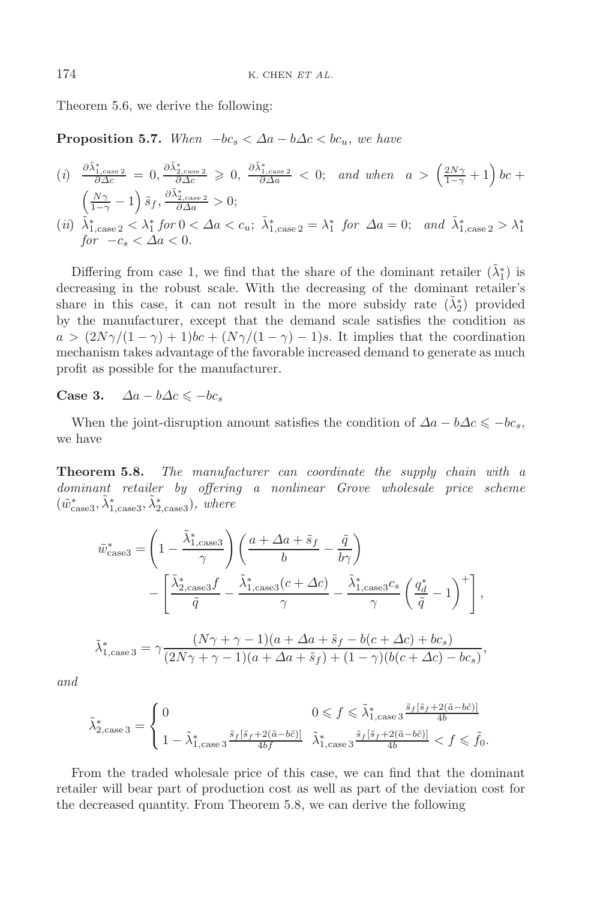Theorem 5.6, we derive the following:

**Proposition 5.7.** *When* $-bc_s < \Delta a - b\Delta c < bc_u$*, we have*

(*i*) $\frac{\partial \tilde{\lambda}^*_{1,\text{case 2}}}{\partial \Delta c} = 0, \frac{\partial \tilde{\lambda}^*_{2,\text{case 2}}}{\partial \Delta c} \geqslant 0, \frac{\partial \tilde{\lambda}^*_{1,\text{case 2}}}{\partial \Delta a} < 0$; *and when* $a > \left(\frac{2N\gamma}{1-\gamma}+1\right)bc + \left(\frac{N\gamma}{1-\gamma}-1\right)\tilde{s}_f, \frac{\partial \tilde{\lambda}^*_{2,\text{case 2}}}{\partial \Delta a} > 0$;

(*ii*) $\tilde{\lambda}^*_{1,\text{case 2}} < \lambda^*_1$ *for* $0 < \Delta a < c_u$; $\tilde{\lambda}^*_{1,\text{case 2}} = \lambda^*_1$ *for* $\Delta a = 0$; *and* $\tilde{\lambda}^*_{1,\text{case 2}} > \lambda^*_1$ *for* $-c_s < \Delta a < 0$.

Differing from case 1, we find that the share of the dominant retailer ($\tilde{\lambda}^*_1$) is decreasing in the robust scale. With the decreasing of the dominant retailer's share in this case, it can not result in the more subsidy rate ($\tilde{\lambda}^*_2$) provided by the manufacturer, except that the demand scale satisfies the condition as $a > (2N\gamma/(1-\gamma)+1)bc + (N\gamma/(1-\gamma)-1)s$. It implies that the coordination mechanism takes advantage of the favorable increased demand to generate as much profit as possible for the manufacturer.

**Case 3.** $\Delta a - b\Delta c \leqslant -bc_s$

When the joint-disruption amount satisfies the condition of $\Delta a - b\Delta c \leqslant -bc_s$, we have

**Theorem 5.8.** *The manufacturer can coordinate the supply chain with a dominant retailer by offering a nonlinear Grove wholesale price scheme* $(\tilde{w}^*_{\text{case3}}, \tilde{\lambda}^*_{1,\text{case3}}, \tilde{\lambda}^*_{2,\text{case3}})$*, where*

$$\tilde{w}^*_{\text{case3}} = \left(1 - \frac{\tilde{\lambda}^*_{1,\text{case3}}}{\gamma}\right)\left(\frac{a+\Delta a+\tilde{s}_f}{b} - \frac{\tilde{q}}{b\gamma}\right) - \left[\frac{\tilde{\lambda}^*_{2,\text{case3}} f}{\tilde{q}} - \frac{\tilde{\lambda}^*_{1,\text{case3}}(c+\Delta c)}{\gamma} - \frac{\tilde{\lambda}^*_{1,\text{case3}} c_s}{\gamma}\left(\frac{q^*_d}{\tilde{q}} - 1\right)^+\right],$$

$$\tilde{\lambda}^*_{1,\text{case 3}} = \gamma\frac{(N\gamma+\gamma-1)(a+\Delta a+\tilde{s}_f - b(c+\Delta c)+bc_s)}{(2N\gamma+\gamma-1)(a+\Delta a+\tilde{s}_f)+(1-\gamma)(b(c+\Delta c)-bc_s)},$$

*and*

$$\tilde{\lambda}^*_{2,\text{case 3}} = \begin{cases} 0 & 0 \leqslant f \leqslant \tilde{\lambda}^*_{1,\text{case 3}}\frac{\tilde{s}_f[\tilde{s}_f+2(\tilde{a}-b\tilde{c})]}{4b} \\ 1 - \tilde{\lambda}^*_{1,\text{case 3}}\frac{\tilde{s}_f[\tilde{s}_f+2(\tilde{a}-b\tilde{c})]}{4bf} & \tilde{\lambda}^*_{1,\text{case 3}}\frac{\tilde{s}_f[\tilde{s}_f+2(\tilde{a}-b\tilde{c})]}{4b} < f \leqslant \tilde{f}_0. \end{cases}$$

From the traded wholesale price of this case, we can find that the dominant retailer will bear part of production cost as well as part of the deviation cost for the decreased quantity. From Theorem 5.8, we can derive the following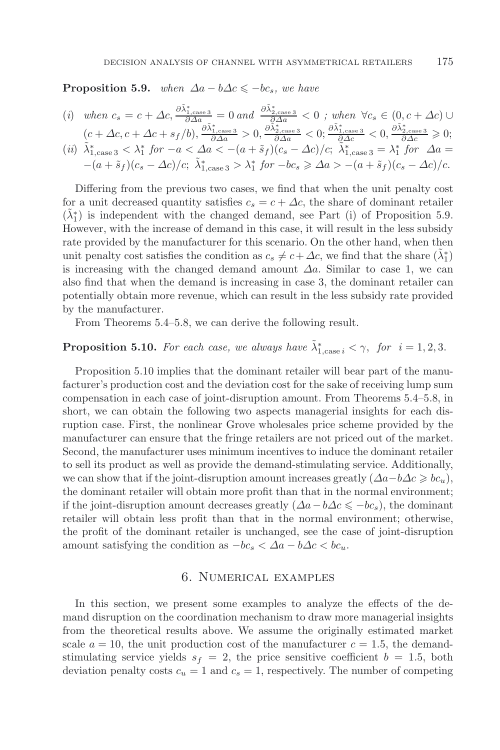**Proposition 5.9.** *when $\Delta a - b\Delta c \leqslant -bc_s$, we have*

(*i*) *when* $c_s = c + \Delta c, \frac{\partial \tilde{\lambda}^*_{1,\text{case }3}}{\partial \Delta a} = 0$ *and* $\frac{\partial \tilde{\lambda}^*_{2,\text{case }3}}{\partial \Delta a} < 0$ *; when* $\forall c_s \in (0, c + \Delta c) \cup (c + \Delta c, c + \Delta c + s_f/b), \frac{\partial \tilde{\lambda}^*_{1,\text{case }3}}{\partial \Delta a} > 0, \frac{\partial \tilde{\lambda}^*_{2,\text{case }3}}{\partial \Delta a} < 0; \frac{\partial \tilde{\lambda}^*_{1,\text{case }3}}{\partial \Delta c} < 0, \frac{\partial \tilde{\lambda}^*_{2,\text{case }3}}{\partial \Delta c} \geqslant 0;$

(*ii*) $\tilde{\lambda}^*_{1,\text{case }3} < \lambda^*_1$ *for* $-a < \Delta a < -(a + \tilde{s}_f)(c_s - \Delta c)/c$; $\tilde{\lambda}^*_{1,\text{case }3} = \lambda^*_1$ *for* $\Delta a = -(a + \tilde{s}_f)(c_s - \Delta c)/c$; $\tilde{\lambda}^*_{1,\text{case }3} > \lambda^*_1$ *for* $-bc_s \geqslant \Delta a > -(a + \tilde{s}_f)(c_s - \Delta c)/c$.

Differing from the previous two cases, we find that when the unit penalty cost for a unit decreased quantity satisfies $c_s = c + \Delta c$, the share of dominant retailer ($\tilde{\lambda}^*_1$) is independent with the changed demand, see Part (i) of Proposition 5.9. However, with the increase of demand in this case, it will result in the less subsidy rate provided by the manufacturer for this scenario. On the other hand, when then unit penalty cost satisfies the condition as $c_s \neq c + \Delta c$, we find that the share ($\tilde{\lambda}^*_1$) is increasing with the changed demand amount $\Delta a$. Similar to case 1, we can also find that when the demand is increasing in case 3, the dominant retailer can potentially obtain more revenue, which can result in the less subsidy rate provided by the manufacturer.

From Theorems 5.4–5.8, we can derive the following result.

**Proposition 5.10.** *For each case, we always have* $\tilde{\lambda}^*_{1,\text{case }i} < \gamma$, *for* $i = 1, 2, 3$.

Proposition 5.10 implies that the dominant retailer will bear part of the manufacturer's production cost and the deviation cost for the sake of receiving lump sum compensation in each case of joint-disruption amount. From Theorems 5.4–5.8, in short, we can obtain the following two aspects managerial insights for each disruption case. First, the nonlinear Grove wholesales price scheme provided by the manufacturer can ensure that the fringe retailers are not priced out of the market. Second, the manufacturer uses minimum incentives to induce the dominant retailer to sell its product as well as provide the demand-stimulating service. Additionally, we can show that if the joint-disruption amount increases greatly ($\Delta a - b\Delta c \geqslant bc_u$), the dominant retailer will obtain more profit than that in the normal environment; if the joint-disruption amount decreases greatly ($\Delta a - b\Delta c \leqslant -bc_s$), the dominant retailer will obtain less profit than that in the normal environment; otherwise, the profit of the dominant retailer is unchanged, see the case of joint-disruption amount satisfying the condition as $-bc_s < \Delta a - b\Delta c < bc_u$.

## 6. Numerical examples

In this section, we present some examples to analyze the effects of the demand disruption on the coordination mechanism to draw more managerial insights from the theoretical results above. We assume the originally estimated market scale $a = 10$, the unit production cost of the manufacturer $c = 1.5$, the demand-stimulating service yields $s_f = 2$, the price sensitive coefficient $b = 1.5$, both deviation penalty costs $c_u = 1$ and $c_s = 1$, respectively. The number of competing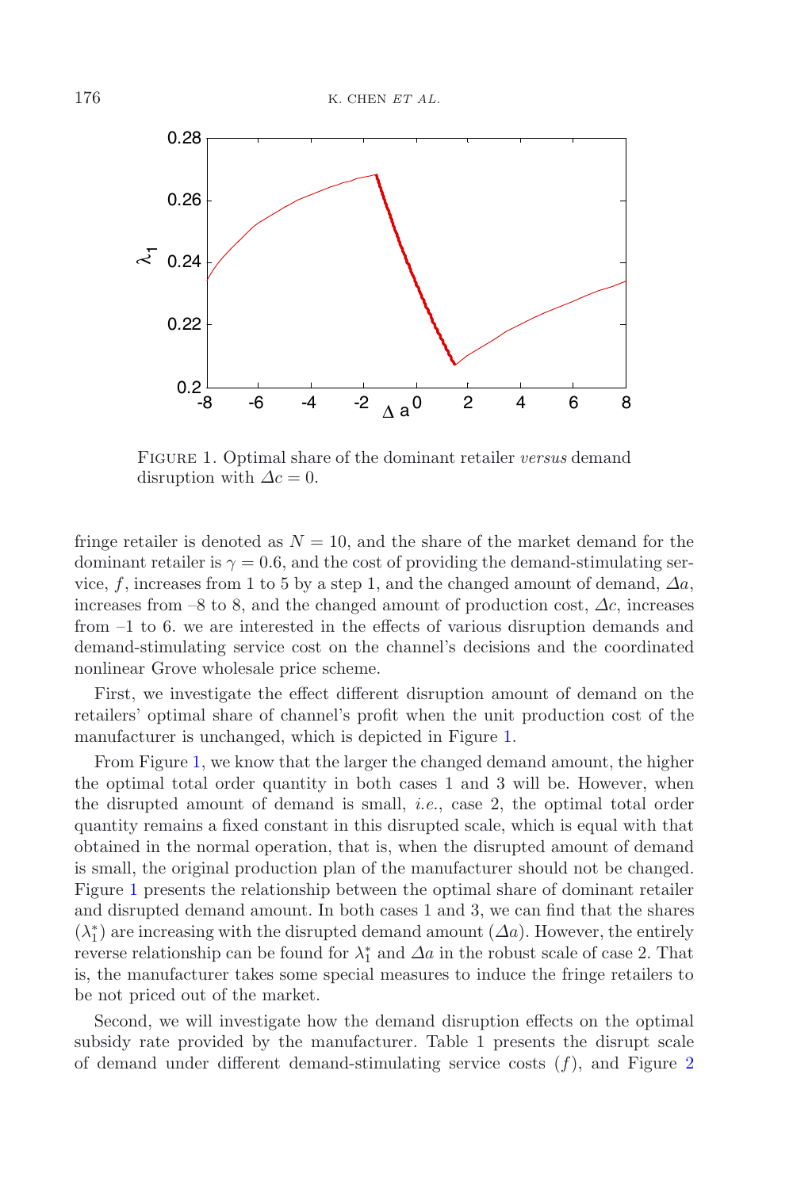0.28
0.26
0.24
0.22
0.2
$\lambda_1$
-8 -6 -4 -2 $\Delta$ a 0 2 4 6 8

FIGURE 1. Optimal share of the dominant retailer *versus* demand disruption with $\Delta c = 0$.

fringe retailer is denoted as $N = 10$, and the share of the market demand for the dominant retailer is $\gamma = 0.6$, and the cost of providing the demand-stimulating service, $f$, increases from 1 to 5 by a step 1, and the changed amount of demand, $\Delta a$, increases from –8 to 8, and the changed amount of production cost, $\Delta c$, increases from –1 to 6. we are interested in the effects of various disruption demands and demand-stimulating service cost on the channel's decisions and the coordinated nonlinear Grove wholesale price scheme.

First, we investigate the effect different disruption amount of demand on the retailers' optimal share of channel's profit when the unit production cost of the manufacturer is unchanged, which is depicted in Figure 1.

From Figure 1, we know that the larger the changed demand amount, the higher the optimal total order quantity in both cases 1 and 3 will be. However, when the disrupted amount of demand is small, *i.e.*, case 2, the optimal total order quantity remains a fixed constant in this disrupted scale, which is equal with that obtained in the normal operation, that is, when the disrupted amount of demand is small, the original production plan of the manufacturer should not be changed. Figure 1 presents the relationship between the optimal share of dominant retailer and disrupted demand amount. In both cases 1 and 3, we can find that the shares ($\lambda_1^*$) are increasing with the disrupted demand amount ($\Delta a$). However, the entirely reverse relationship can be found for $\lambda_1^*$ and $\Delta a$ in the robust scale of case 2. That is, the manufacturer takes some special measures to induce the fringe retailers to be not priced out of the market.

Second, we will investigate how the demand disruption effects on the optimal subsidy rate provided by the manufacturer. Table 1 presents the disrupt scale of demand under different demand-stimulating service costs ($f$), and Figure 2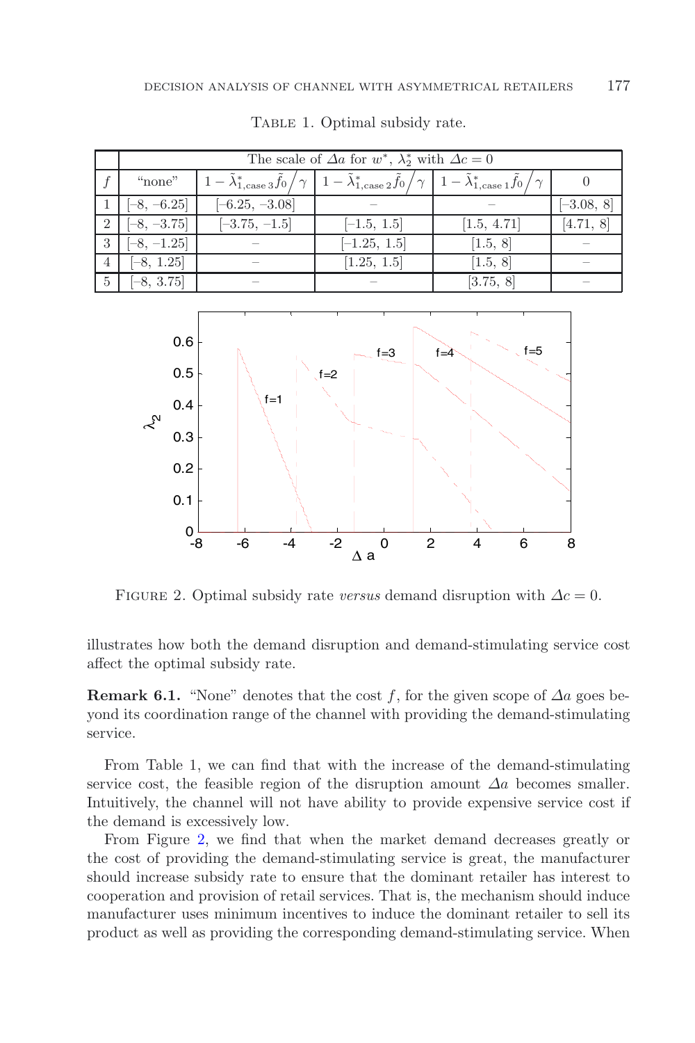Table 1. Optimal subsidy rate.

| | The scale of $\Delta a$ for $w^*$, $\lambda_2^*$ with $\Delta c = 0$ | | | | |
|---|---|---|---|---|---|
| $f$ | "none" | $1 - \tilde{\lambda}^*_{1,\text{case 3}}\tilde{f}_0 \big/ \gamma$ | $1 - \tilde{\lambda}^*_{1,\text{case 2}}\tilde{f}_0 \big/ \gamma$ | $1 - \tilde{\lambda}^*_{1,\text{case 1}}\tilde{f}_0 \big/ \gamma$ | 0 |
| 1 | [−8, −6.25] | [−6.25, −3.08] | – | – | [−3.08, 8] |
| 2 | [−8, −3.75] | [−3.75, −1.5] | [−1.5, 1.5] | [1.5, 4.71] | [4.71, 8] |
| 3 | [−8, −1.25] | – | [−1.25, 1.5] | [1.5, 8] | – |
| 4 | [−8, 1.25] | – | [1.25, 1.5] | [1.5, 8] | – |
| 5 | [−8, 3.75] | – | – | [3.75, 8] | – |

$\lambda_2$

$\Delta$ a

f=1
f=2
f=3
f=4
f=5

0.6
0.5
0.4
0.3
0.2
0.1
0

-8 -6 -4 -2 0 2 4 6 8

Figure 2. Optimal subsidy rate *versus* demand disruption with $\Delta c = 0$.

illustrates how both the demand disruption and demand-stimulating service cost affect the optimal subsidy rate.

**Remark 6.1.** "None" denotes that the cost $f$, for the given scope of $\Delta a$ goes beyond its coordination range of the channel with providing the demand-stimulating service.

From Table 1, we can find that with the increase of the demand-stimulating service cost, the feasible region of the disruption amount $\Delta a$ becomes smaller. Intuitively, the channel will not have ability to provide expensive service cost if the demand is excessively low.

From Figure 2, we find that when the market demand decreases greatly or the cost of providing the demand-stimulating service is great, the manufacturer should increase subsidy rate to ensure that the dominant retailer has interest to cooperation and provision of retail services. That is, the mechanism should induce manufacturer uses minimum incentives to induce the dominant retailer to sell its product as well as providing the corresponding demand-stimulating service. When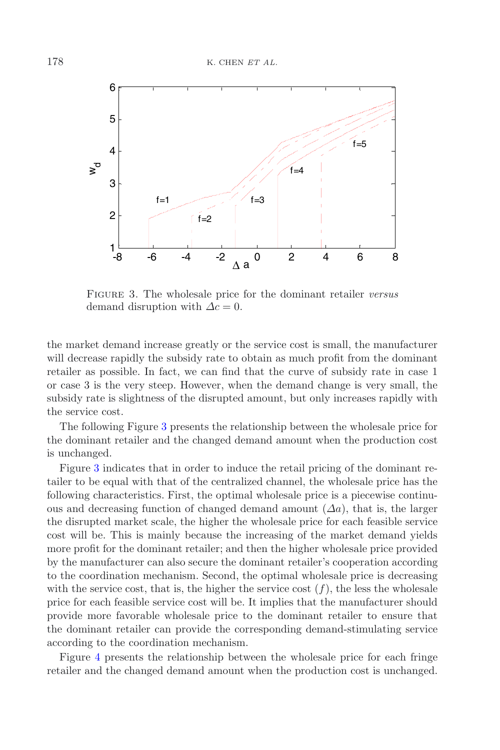6
5
4
$w_d$
3
2
1
-8 -6 -4 -2 0 2 4 6 8
$\Delta$ a
f=1
f=2
f=3
f=4
f=5

FIGURE 3. The wholesale price for the dominant retailer *versus* demand disruption with $\Delta c = 0$.

the market demand increase greatly or the service cost is small, the manufacturer will decrease rapidly the subsidy rate to obtain as much profit from the dominant retailer as possible. In fact, we can find that the curve of subsidy rate in case 1 or case 3 is the very steep. However, when the demand change is very small, the subsidy rate is slightness of the disrupted amount, but only increases rapidly with the service cost.

The following Figure 3 presents the relationship between the wholesale price for the dominant retailer and the changed demand amount when the production cost is unchanged.

Figure 3 indicates that in order to induce the retail pricing of the dominant retailer to be equal with that of the centralized channel, the wholesale price has the following characteristics. First, the optimal wholesale price is a piecewise continuous and decreasing function of changed demand amount ($\Delta a$), that is, the larger the disrupted market scale, the higher the wholesale price for each feasible service cost will be. This is mainly because the increasing of the market demand yields more profit for the dominant retailer; and then the higher wholesale price provided by the manufacturer can also secure the dominant retailer's cooperation according to the coordination mechanism. Second, the optimal wholesale price is decreasing with the service cost, that is, the higher the service cost ($f$), the less the wholesale price for each feasible service cost will be. It implies that the manufacturer should provide more favorable wholesale price to the dominant retailer to ensure that the dominant retailer can provide the corresponding demand-stimulating service according to the coordination mechanism.

Figure 4 presents the relationship between the wholesale price for each fringe retailer and the changed demand amount when the production cost is unchanged.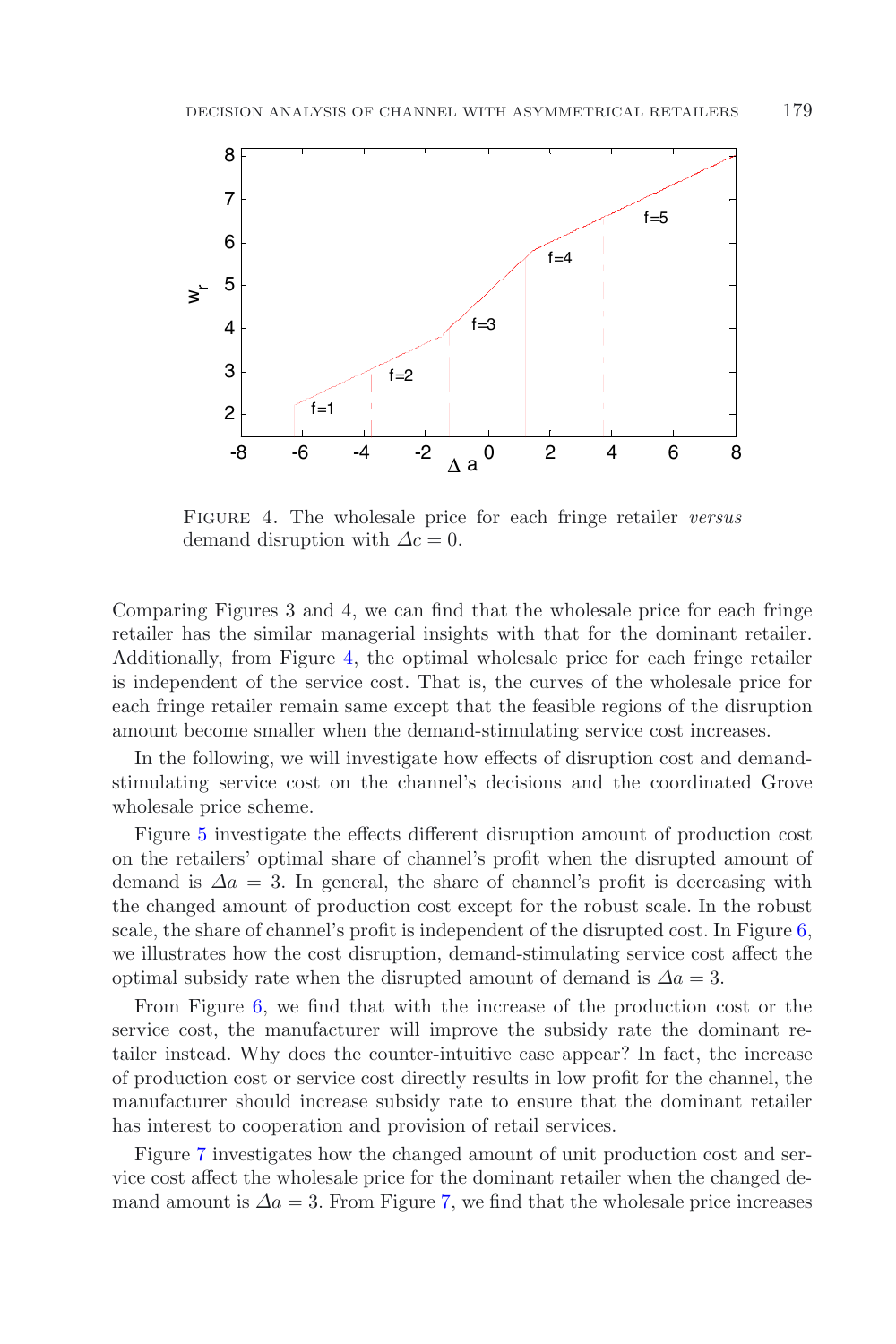8
7
6
5
4
3
2

$w_r$

-8 -6 -4 -2 0 2 4 6 8

$\Delta$ a

f=1
f=2
f=3
f=4
f=5

Figure 4. The wholesale price for each fringe retailer *versus* demand disruption with $\Delta c = 0$.

Comparing Figures 3 and 4, we can find that the wholesale price for each fringe retailer has the similar managerial insights with that for the dominant retailer. Additionally, from Figure 4, the optimal wholesale price for each fringe retailer is independent of the service cost. That is, the curves of the wholesale price for each fringe retailer remain same except that the feasible regions of the disruption amount become smaller when the demand-stimulating service cost increases.

In the following, we will investigate how effects of disruption cost and demand-stimulating service cost on the channel's decisions and the coordinated Grove wholesale price scheme.

Figure 5 investigate the effects different disruption amount of production cost on the retailers' optimal share of channel's profit when the disrupted amount of demand is $\Delta a = 3$. In general, the share of channel's profit is decreasing with the changed amount of production cost except for the robust scale. In the robust scale, the share of channel's profit is independent of the disrupted cost. In Figure 6, we illustrates how the cost disruption, demand-stimulating service cost affect the optimal subsidy rate when the disrupted amount of demand is $\Delta a = 3$.

From Figure 6, we find that with the increase of the production cost or the service cost, the manufacturer will improve the subsidy rate the dominant retailer instead. Why does the counter-intuitive case appear? In fact, the increase of production cost or service cost directly results in low profit for the channel, the manufacturer should increase subsidy rate to ensure that the dominant retailer has interest to cooperation and provision of retail services.

Figure 7 investigates how the changed amount of unit production cost and service cost affect the wholesale price for the dominant retailer when the changed demand amount is $\Delta a = 3$. From Figure 7, we find that the wholesale price increases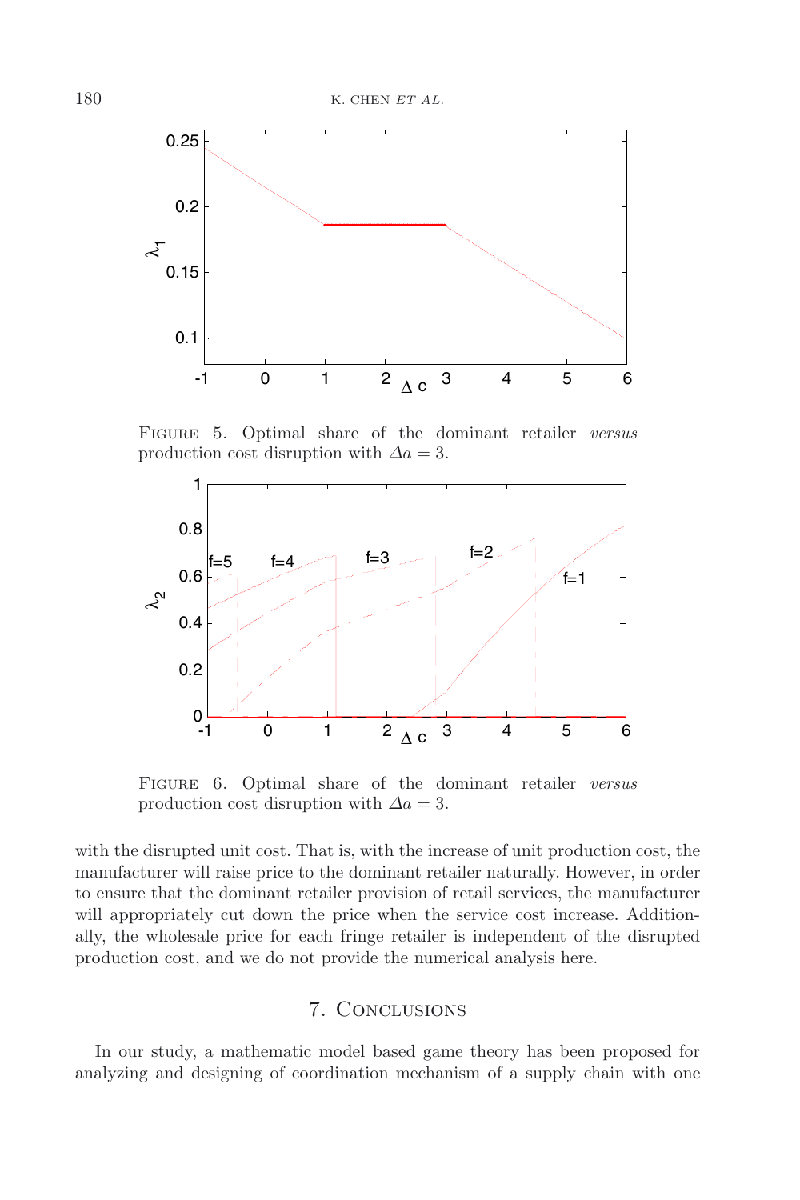0.25
0.2
$\lambda_1$
0.15
0.1
-1 0 1 2 $\Delta$ c 3 4 5 6

FIGURE 5. Optimal share of the dominant retailer *versus* production cost disruption with $\Delta a = 3$.

1
0.8
0.6
$\lambda_2$
0.4
0.2
0
-1 0 1 2 $\Delta$ c 3 4 5 6
f=5
f=4
f=3
f=2
f=1

FIGURE 6. Optimal share of the dominant retailer *versus* production cost disruption with $\Delta a = 3$.

with the disrupted unit cost. That is, with the increase of unit production cost, the manufacturer will raise price to the dominant retailer naturally. However, in order to ensure that the dominant retailer provision of retail services, the manufacturer will appropriately cut down the price when the service cost increase. Additionally, the wholesale price for each fringe retailer is independent of the disrupted production cost, and we do not provide the numerical analysis here.

## 7. Conclusions

In our study, a mathematic model based game theory has been proposed for analyzing and designing of coordination mechanism of a supply chain with one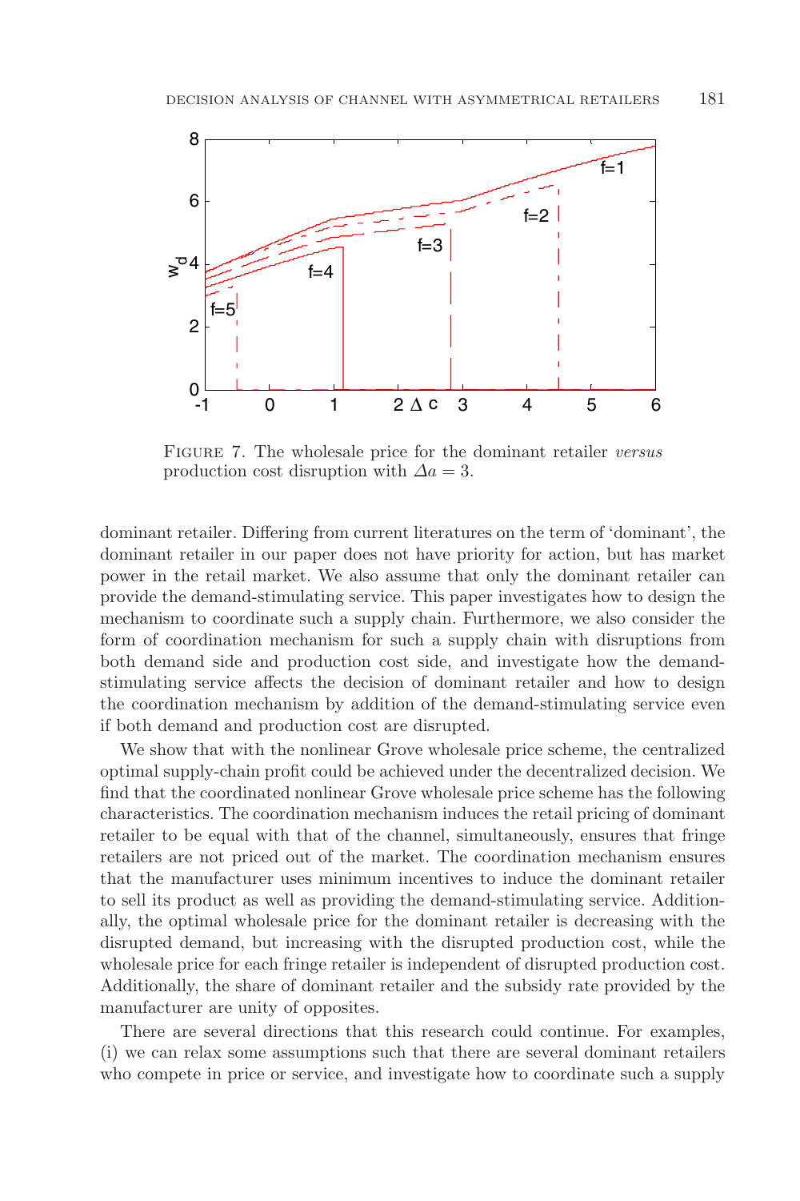8
6
$w_d$ 4
2
0
-1 0 1 2 Δ c 3 4 5 6
f=1
f=2
f=3
f=4
f=5

FIGURE 7. The wholesale price for the dominant retailer *versus* production cost disruption with $\Delta a = 3$.

dominant retailer. Differing from current literatures on the term of 'dominant', the dominant retailer in our paper does not have priority for action, but has market power in the retail market. We also assume that only the dominant retailer can provide the demand-stimulating service. This paper investigates how to design the mechanism to coordinate such a supply chain. Furthermore, we also consider the form of coordination mechanism for such a supply chain with disruptions from both demand side and production cost side, and investigate how the demand-stimulating service affects the decision of dominant retailer and how to design the coordination mechanism by addition of the demand-stimulating service even if both demand and production cost are disrupted.

We show that with the nonlinear Grove wholesale price scheme, the centralized optimal supply-chain profit could be achieved under the decentralized decision. We find that the coordinated nonlinear Grove wholesale price scheme has the following characteristics. The coordination mechanism induces the retail pricing of dominant retailer to be equal with that of the channel, simultaneously, ensures that fringe retailers are not priced out of the market. The coordination mechanism ensures that the manufacturer uses minimum incentives to induce the dominant retailer to sell its product as well as providing the demand-stimulating service. Additionally, the optimal wholesale price for the dominant retailer is decreasing with the disrupted demand, but increasing with the disrupted production cost, while the wholesale price for each fringe retailer is independent of disrupted production cost. Additionally, the share of dominant retailer and the subsidy rate provided by the manufacturer are unity of opposites.

There are several directions that this research could continue. For examples, (i) we can relax some assumptions such that there are several dominant retailers who compete in price or service, and investigate how to coordinate such a supply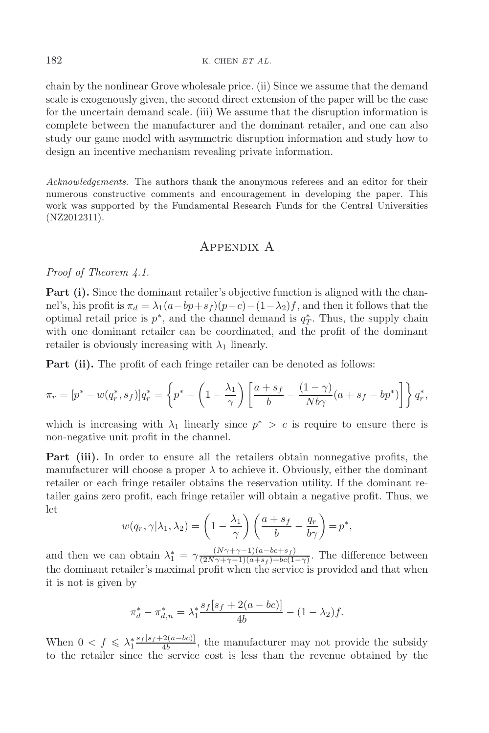chain by the nonlinear Grove wholesale price. (ii) Since we assume that the demand scale is exogenously given, the second direct extension of the paper will be the case for the uncertain demand scale. (iii) We assume that the disruption information is complete between the manufacturer and the dominant retailer, and one can also study our game model with asymmetric disruption information and study how to design an incentive mechanism revealing private information.

*Acknowledgements.* The authors thank the anonymous referees and an editor for their numerous constructive comments and encouragement in developing the paper. This work was supported by the Fundamental Research Funds for the Central Universities (NZ2012311).

## Appendix A

*Proof of Theorem 4.1.*

**Part (i).** Since the dominant retailer's objective function is aligned with the channel's, his profit is $\pi_d = \lambda_1(a-bp+s_f)(p-c)-(1-\lambda_2)f$, and then it follows that the optimal retail price is $p^*$, and the channel demand is $q_T^*$. Thus, the supply chain with one dominant retailer can be coordinated, and the profit of the dominant retailer is obviously increasing with $\lambda_1$ linearly.

**Part (ii).** The profit of each fringe retailer can be denoted as follows:

$$\pi_r = [p^* - w(q_r^*, s_f)]q_r^* = \left\{p^* - \left(1-\frac{\lambda_1}{\gamma}\right)\left[\frac{a+s_f}{b} - \frac{(1-\gamma)}{Nb\gamma}(a+s_f-bp^*)\right]\right\}q_r^*,$$

which is increasing with $\lambda_1$ linearly since $p^* > c$ is require to ensure there is non-negative unit profit in the channel.

**Part (iii).** In order to ensure all the retailers obtain nonnegative profits, the manufacturer will choose a proper $\lambda$ to achieve it. Obviously, either the dominant retailer or each fringe retailer obtains the reservation utility. If the dominant retailer gains zero profit, each fringe retailer will obtain a negative profit. Thus, we let

$$w(q_r, \gamma|\lambda_1, \lambda_2) = \left(1-\frac{\lambda_1}{\gamma}\right)\left(\frac{a+s_f}{b} - \frac{q_r}{b\gamma}\right) = p^*,$$

and then we can obtain $\lambda_1^* = \gamma\frac{(N\gamma+\gamma-1)(a-bc+s_f)}{(2N\gamma+\gamma-1)(a+s_f)+bc(1-\gamma)}$. The difference between the dominant retailer's maximal profit when the service is provided and that when it is not is given by

$$\pi_d^* - \pi_{d,n}^* = \lambda_1^*\frac{s_f[s_f+2(a-bc)]}{4b} - (1-\lambda_2)f.$$

When $0 < f \leqslant \lambda_1^*\frac{s_f[s_f+2(a-bc)]}{4b}$, the manufacturer may not provide the subsidy to the retailer since the service cost is less than the revenue obtained by the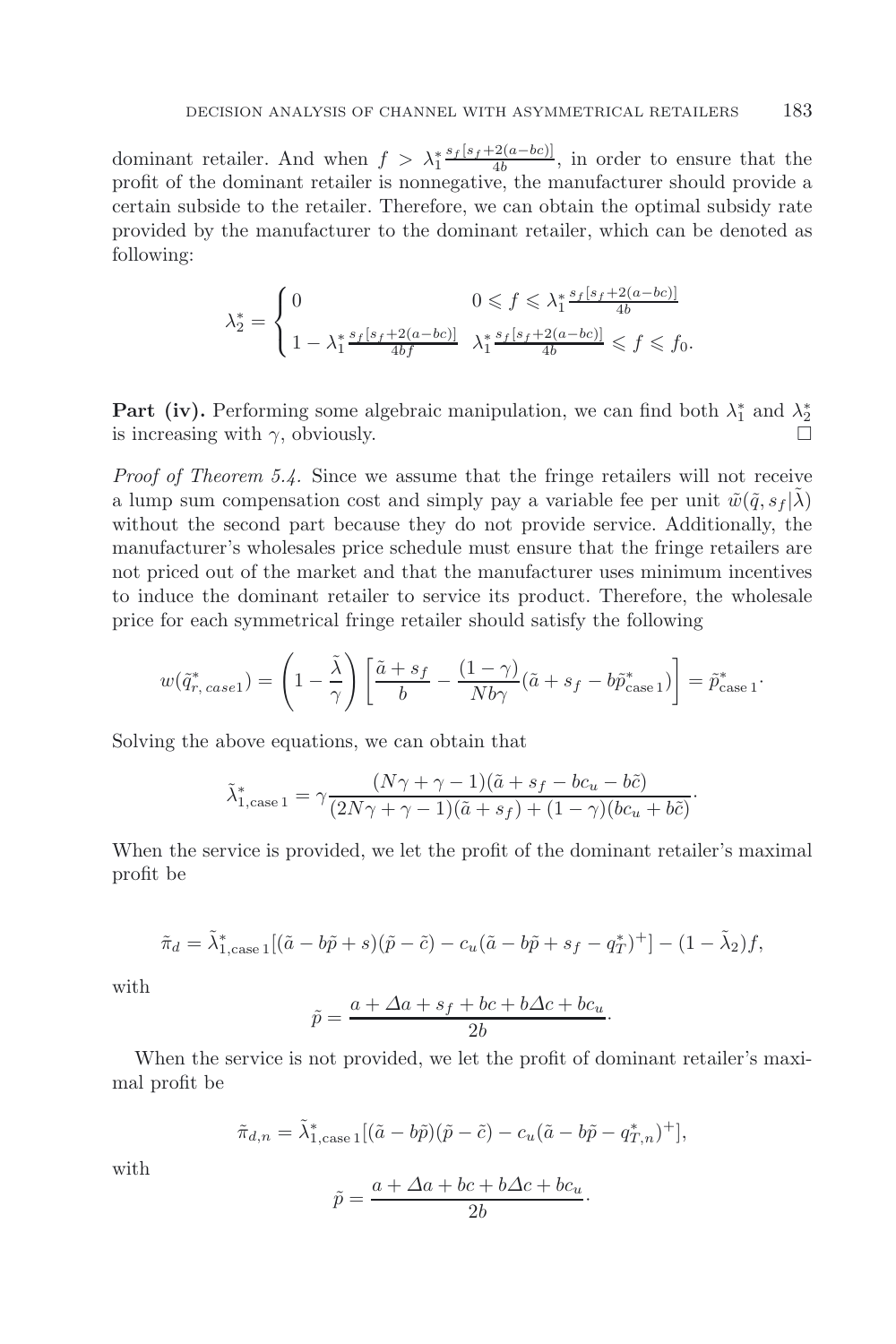dominant retailer. And when $f > \lambda_1^* \frac{s_f[s_f+2(a-bc)]}{4b}$, in order to ensure that the profit of the dominant retailer is nonnegative, the manufacturer should provide a certain subside to the retailer. Therefore, we can obtain the optimal subsidy rate provided by the manufacturer to the dominant retailer, which can be denoted as following:

$$\lambda_2^* = \begin{cases} 0 & 0 \leqslant f \leqslant \lambda_1^* \frac{s_f[s_f+2(a-bc)]}{4b} \\ 1 - \lambda_1^* \frac{s_f[s_f+2(a-bc)]}{4bf} & \lambda_1^* \frac{s_f[s_f+2(a-bc)]}{4b} \leqslant f \leqslant f_0. \end{cases}$$

**Part (iv).** Performing some algebraic manipulation, we can find both $\lambda_1^*$ and $\lambda_2^*$ is increasing with $\gamma$, obviously. □

*Proof of Theorem 5.4.* Since we assume that the fringe retailers will not receive a lump sum compensation cost and simply pay a variable fee per unit $\tilde{w}(\tilde{q}, s_f|\tilde{\lambda})$ without the second part because they do not provide service. Additionally, the manufacturer's wholesales price schedule must ensure that the fringe retailers are not priced out of the market and that the manufacturer uses minimum incentives to induce the dominant retailer to service its product. Therefore, the wholesale price for each symmetrical fringe retailer should satisfy the following

$$w(\tilde{q}^*_{r,\,case1}) = \left(1 - \frac{\tilde{\lambda}}{\gamma}\right)\left[\frac{\tilde{a}+s_f}{b} - \frac{(1-\gamma)}{Nb\gamma}(\tilde{a}+s_f - b\tilde{p}^*_{\text{case }1})\right] = \tilde{p}^*_{\text{case }1}.$$

Solving the above equations, we can obtain that

$$\tilde{\lambda}^*_{1,\text{case }1} = \gamma \frac{(N\gamma+\gamma-1)(\tilde{a}+s_f - bc_u - b\tilde{c})}{(2N\gamma+\gamma-1)(\tilde{a}+s_f) + (1-\gamma)(bc_u + b\tilde{c})}.$$

When the service is provided, we let the profit of the dominant retailer's maximal profit be

$$\tilde{\pi}_d = \tilde{\lambda}^*_{1,\text{case }1}[(\tilde{a} - b\tilde{p} + s)(\tilde{p} - \tilde{c}) - c_u(\tilde{a} - b\tilde{p} + s_f - q_T^*)^+] - (1 - \tilde{\lambda}_2)f,$$

with

$$\tilde{p} = \frac{a + \Delta a + s_f + bc + b\Delta c + bc_u}{2b}.$$

When the service is not provided, we let the profit of dominant retailer's maximal profit be

$$\tilde{\pi}_{d,n} = \tilde{\lambda}^*_{1,\text{case }1}[(\tilde{a} - b\tilde{p})(\tilde{p} - \tilde{c}) - c_u(\tilde{a} - b\tilde{p} - q^*_{T,n})^+],$$

with

$$\tilde{p} = \frac{a + \Delta a + bc + b\Delta c + bc_u}{2b}.$$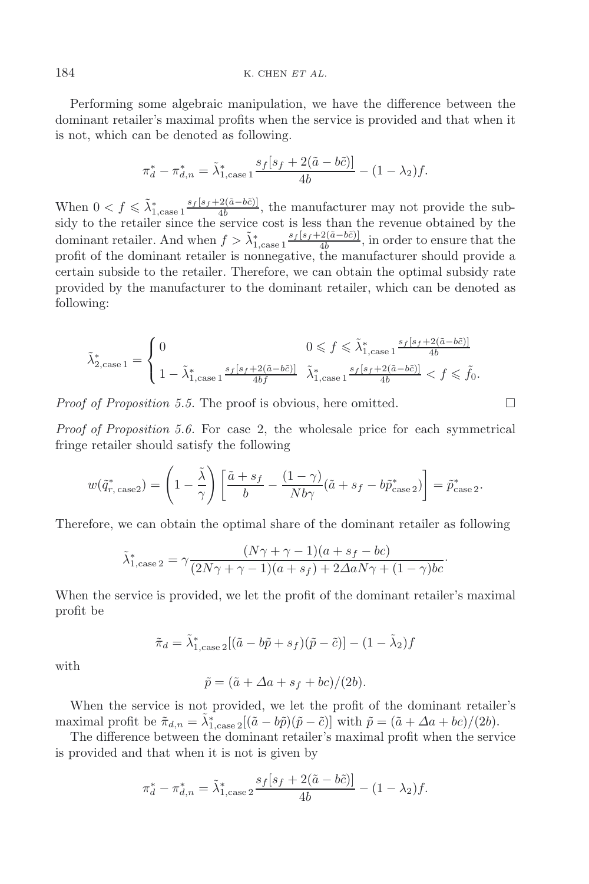Performing some algebraic manipulation, we have the difference between the dominant retailer's maximal profits when the service is provided and that when it is not, which can be denoted as following.

$$\pi_d^* - \pi_{d,n}^* = \tilde{\lambda}_{1,\text{case}\,1}^* \frac{s_f[s_f + 2(\tilde{a} - b\tilde{c})]}{4b} - (1 - \lambda_2)f.$$

When $0 < f \leqslant \tilde{\lambda}_{1,\text{case}\,1}^* \frac{s_f[s_f+2(\tilde{a}-b\tilde{c})]}{4b}$, the manufacturer may not provide the subsidy to the retailer since the service cost is less than the revenue obtained by the dominant retailer. And when $f > \tilde{\lambda}_{1,\text{case}\,1}^* \frac{s_f[s_f+2(\tilde{a}-b\tilde{c})]}{4b}$, in order to ensure that the profit of the dominant retailer is nonnegative, the manufacturer should provide a certain subside to the retailer. Therefore, we can obtain the optimal subsidy rate provided by the manufacturer to the dominant retailer, which can be denoted as following:

$$\tilde{\lambda}_{2,\text{case}\,1}^* = \begin{cases} 0 & 0 \leqslant f \leqslant \tilde{\lambda}_{1,\text{case}\,1}^* \frac{s_f[s_f+2(\tilde{a}-b\tilde{c})]}{4b} \\ 1 - \tilde{\lambda}_{1,\text{case}\,1}^* \frac{s_f[s_f+2(\tilde{a}-b\tilde{c})]}{4bf} & \tilde{\lambda}_{1,\text{case}\,1}^* \frac{s_f[s_f+2(\tilde{a}-b\tilde{c})]}{4b} < f \leqslant \tilde{f}_0. \end{cases}$$

*Proof of Proposition 5.5.* The proof is obvious, here omitted. □

*Proof of Proposition 5.6.* For case 2, the wholesale price for each symmetrical fringe retailer should satisfy the following

$$w(\tilde{q}_{r,\,\text{case2}}^*) = \left(1 - \frac{\tilde{\lambda}}{\gamma}\right)\left[\frac{\tilde{a} + s_f}{b} - \frac{(1-\gamma)}{Nb\gamma}(\tilde{a} + s_f - b\tilde{p}_{\text{case}\,2}^*)\right] = \tilde{p}_{\text{case}\,2}^*.$$

Therefore, we can obtain the optimal share of the dominant retailer as following

$$\tilde{\lambda}_{1,\text{case}\,2}^* = \gamma \frac{(N\gamma + \gamma - 1)(a + s_f - bc)}{(2N\gamma + \gamma - 1)(a + s_f) + 2\Delta a N\gamma + (1-\gamma)bc}.$$

When the service is provided, we let the profit of the dominant retailer's maximal profit be

$$\tilde{\pi}_d = \tilde{\lambda}_{1,\text{case}\,2}^*[(\tilde{a} - b\tilde{p} + s_f)(\tilde{p} - \tilde{c})] - (1 - \tilde{\lambda}_2)f$$

with

$$\tilde{p} = (\tilde{a} + \Delta a + s_f + bc)/(2b).$$

When the service is not provided, we let the profit of the dominant retailer's maximal profit be $\tilde{\pi}_{d,n} = \tilde{\lambda}_{1,\text{case}\,2}^*[(\tilde{a} - b\tilde{p})(\tilde{p} - \tilde{c})]$ with $\tilde{p} = (\tilde{a} + \Delta a + bc)/(2b)$.

The difference between the dominant retailer's maximal profit when the service is provided and that when it is not is given by

$$\pi_d^* - \pi_{d,n}^* = \tilde{\lambda}_{1,\text{case}\,2}^* \frac{s_f[s_f + 2(\tilde{a} - b\tilde{c})]}{4b} - (1 - \lambda_2)f.$$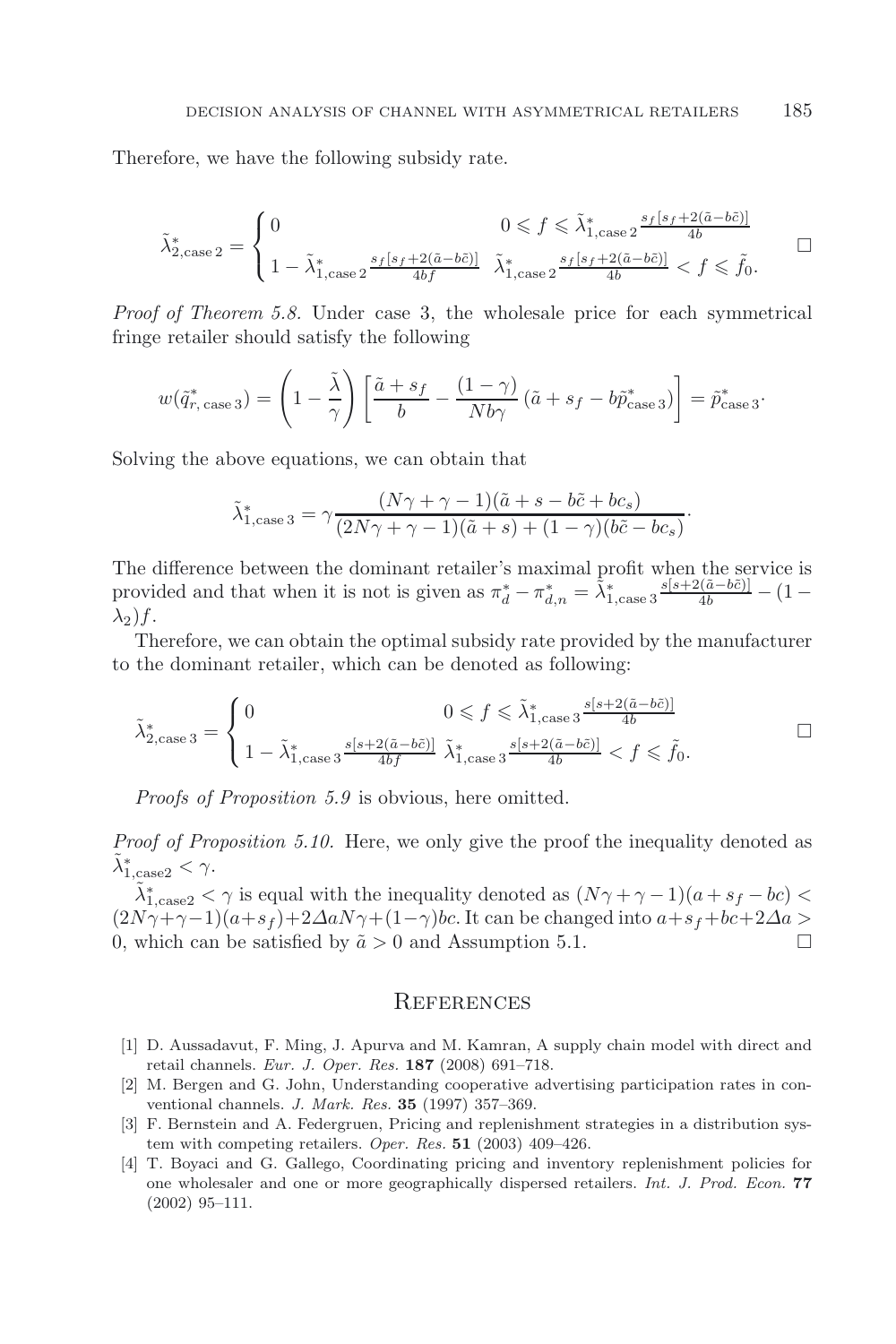Therefore, we have the following subsidy rate.

$$\tilde{\lambda}^*_{2,\text{case 2}} = \begin{cases} 0 & 0 \leqslant f \leqslant \tilde{\lambda}^*_{1,\text{case 2}} \frac{s_f[s_f+2(\tilde{a}-b\tilde{c})]}{4b} \\ 1 - \tilde{\lambda}^*_{1,\text{case 2}} \frac{s_f[s_f+2(\tilde{a}-b\tilde{c})]}{4bf} & \tilde{\lambda}^*_{1,\text{case 2}} \frac{s_f[s_f+2(\tilde{a}-b\tilde{c})]}{4b} < f \leqslant \tilde{f}_0. \end{cases} \qquad \square$$

*Proof of Theorem 5.8.* Under case 3, the wholesale price for each symmetrical fringe retailer should satisfy the following

$$w(\tilde{q}^*_{r,\,\text{case 3}}) = \left(1 - \frac{\tilde{\lambda}}{\gamma}\right)\left[\frac{\tilde{a}+s_f}{b} - \frac{(1-\gamma)}{Nb\gamma}\left(\tilde{a}+s_f - b\tilde{p}^*_{\text{case 3}}\right)\right] = \tilde{p}^*_{\text{case 3}}.$$

Solving the above equations, we can obtain that

$$\tilde{\lambda}^*_{1,\text{case 3}} = \gamma \frac{(N\gamma+\gamma-1)(\tilde{a}+s-b\tilde{c}+bc_s)}{(2N\gamma+\gamma-1)(\tilde{a}+s)+(1-\gamma)(b\tilde{c}-bc_s)}.$$

The difference between the dominant retailer's maximal profit when the service is provided and that when it is not is given as $\pi^*_d - \pi^*_{d,n} = \tilde{\lambda}^*_{1,\text{case 3}} \frac{s[s+2(\tilde{a}-b\tilde{c})]}{4b} - (1-\lambda_2)f$.

Therefore, we can obtain the optimal subsidy rate provided by the manufacturer to the dominant retailer, which can be denoted as following:

$$\tilde{\lambda}^*_{2,\text{case 3}} = \begin{cases} 0 & 0 \leqslant f \leqslant \tilde{\lambda}^*_{1,\text{case 3}} \frac{s[s+2(\tilde{a}-b\tilde{c})]}{4b} \\ 1 - \tilde{\lambda}^*_{1,\text{case 3}} \frac{s[s+2(\tilde{a}-b\tilde{c})]}{4bf} & \tilde{\lambda}^*_{1,\text{case 3}} \frac{s[s+2(\tilde{a}-b\tilde{c})]}{4b} < f \leqslant \tilde{f}_0. \end{cases} \qquad \square$$

*Proofs of Proposition 5.9* is obvious, here omitted.

*Proof of Proposition 5.10.* Here, we only give the proof the inequality denoted as $\tilde{\lambda}^*_{1,\text{case2}} < \gamma$.

$\tilde{\lambda}^*_{1,\text{case2}} < \gamma$ is equal with the inequality denoted as $(N\gamma+\gamma-1)(a+s_f-bc) < (2N\gamma+\gamma-1)(a+s_f)+2\Delta aN\gamma+(1-\gamma)bc$. It can be changed into $a+s_f+bc+2\Delta a > 0$, which can be satisfied by $\tilde{a} > 0$ and Assumption 5.1. $\square$

## References

[1] D. Aussadavut, F. Ming, J. Apurva and M. Kamran, A supply chain model with direct and retail channels. *Eur. J. Oper. Res.* **187** (2008) 691–718.

[2] M. Bergen and G. John, Understanding cooperative advertising participation rates in conventional channels. *J. Mark. Res.* **35** (1997) 357–369.

[3] F. Bernstein and A. Federgruen, Pricing and replenishment strategies in a distribution system with competing retailers. *Oper. Res.* **51** (2003) 409–426.

[4] T. Boyaci and G. Gallego, Coordinating pricing and inventory replenishment policies for one wholesaler and one or more geographically dispersed retailers. *Int. J. Prod. Econ.* **77** (2002) 95–111.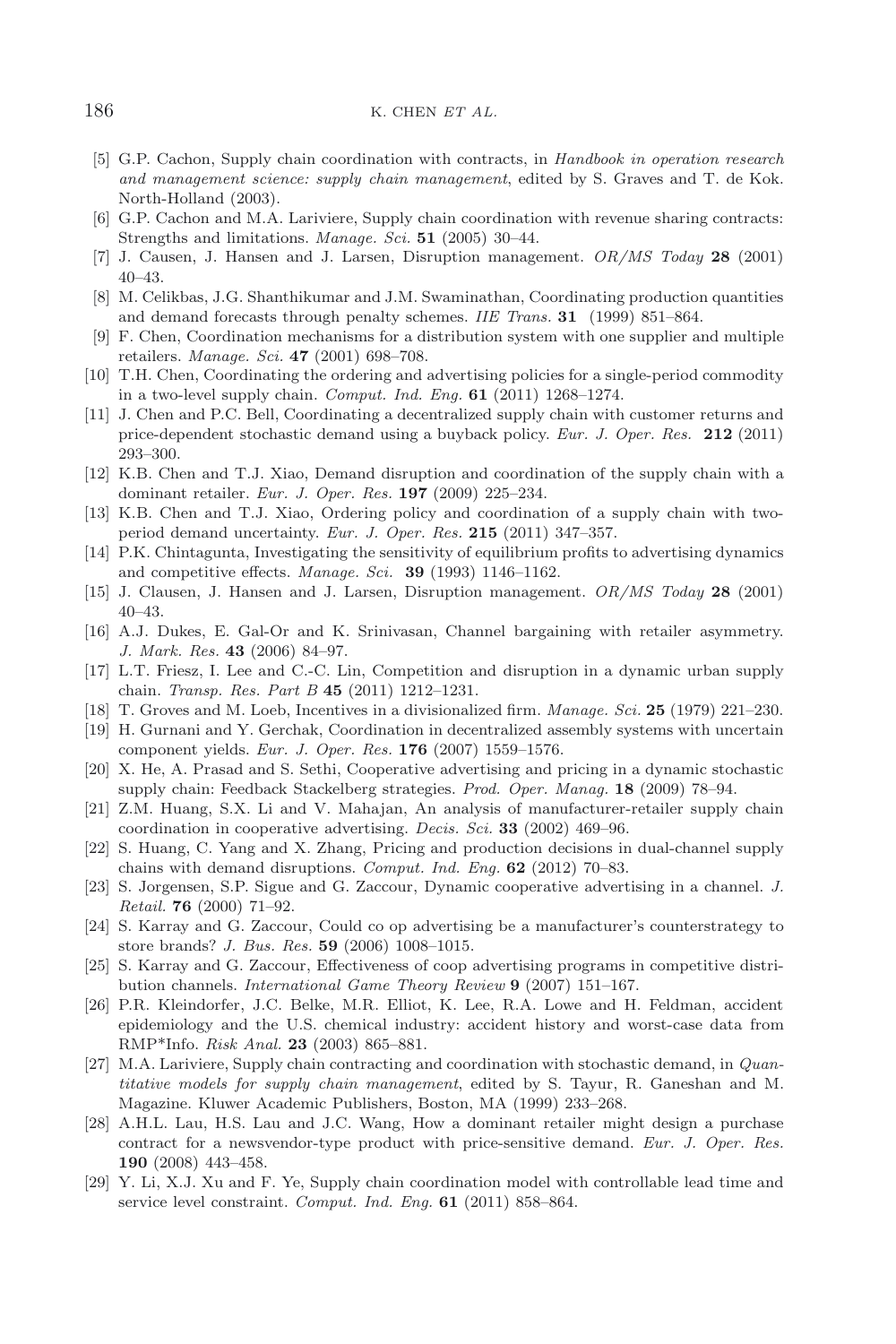[5] G.P. Cachon, Supply chain coordination with contracts, in *Handbook in operation research and management science: supply chain management*, edited by S. Graves and T. de Kok. North-Holland (2003).

[6] G.P. Cachon and M.A. Lariviere, Supply chain coordination with revenue sharing contracts: Strengths and limitations. *Manage. Sci.* **51** (2005) 30–44.

[7] J. Causen, J. Hansen and J. Larsen, Disruption management. *OR/MS Today* **28** (2001) 40–43.

[8] M. Celikbas, J.G. Shanthikumar and J.M. Swaminathan, Coordinating production quantities and demand forecasts through penalty schemes. *IIE Trans.* **31** (1999) 851–864.

[9] F. Chen, Coordination mechanisms for a distribution system with one supplier and multiple retailers. *Manage. Sci.* **47** (2001) 698–708.

[10] T.H. Chen, Coordinating the ordering and advertising policies for a single-period commodity in a two-level supply chain. *Comput. Ind. Eng.* **61** (2011) 1268–1274.

[11] J. Chen and P.C. Bell, Coordinating a decentralized supply chain with customer returns and price-dependent stochastic demand using a buyback policy. *Eur. J. Oper. Res.* **212** (2011) 293–300.

[12] K.B. Chen and T.J. Xiao, Demand disruption and coordination of the supply chain with a dominant retailer. *Eur. J. Oper. Res.* **197** (2009) 225–234.

[13] K.B. Chen and T.J. Xiao, Ordering policy and coordination of a supply chain with two-period demand uncertainty. *Eur. J. Oper. Res.* **215** (2011) 347–357.

[14] P.K. Chintagunta, Investigating the sensitivity of equilibrium profits to advertising dynamics and competitive effects. *Manage. Sci.* **39** (1993) 1146–1162.

[15] J. Clausen, J. Hansen and J. Larsen, Disruption management. *OR/MS Today* **28** (2001) 40–43.

[16] A.J. Dukes, E. Gal-Or and K. Srinivasan, Channel bargaining with retailer asymmetry. *J. Mark. Res.* **43** (2006) 84–97.

[17] L.T. Friesz, I. Lee and C.-C. Lin, Competition and disruption in a dynamic urban supply chain. *Transp. Res. Part B* **45** (2011) 1212–1231.

[18] T. Groves and M. Loeb, Incentives in a divisionalized firm. *Manage. Sci.* **25** (1979) 221–230.

[19] H. Gurnani and Y. Gerchak, Coordination in decentralized assembly systems with uncertain component yields. *Eur. J. Oper. Res.* **176** (2007) 1559–1576.

[20] X. He, A. Prasad and S. Sethi, Cooperative advertising and pricing in a dynamic stochastic supply chain: Feedback Stackelberg strategies. *Prod. Oper. Manag.* **18** (2009) 78–94.

[21] Z.M. Huang, S.X. Li and V. Mahajan, An analysis of manufacturer-retailer supply chain coordination in cooperative advertising. *Decis. Sci.* **33** (2002) 469–96.

[22] S. Huang, C. Yang and X. Zhang, Pricing and production decisions in dual-channel supply chains with demand disruptions. *Comput. Ind. Eng.* **62** (2012) 70–83.

[23] S. Jorgensen, S.P. Sigue and G. Zaccour, Dynamic cooperative advertising in a channel. *J. Retail.* **76** (2000) 71–92.

[24] S. Karray and G. Zaccour, Could co op advertising be a manufacturer's counterstrategy to store brands? *J. Bus. Res.* **59** (2006) 1008–1015.

[25] S. Karray and G. Zaccour, Effectiveness of coop advertising programs in competitive distribution channels. *International Game Theory Review* **9** (2007) 151–167.

[26] P.R. Kleindorfer, J.C. Belke, M.R. Elliot, K. Lee, R.A. Lowe and H. Feldman, accident epidemiology and the U.S. chemical industry: accident history and worst-case data from RMP*Info. *Risk Anal.* **23** (2003) 865–881.

[27] M.A. Lariviere, Supply chain contracting and coordination with stochastic demand, in *Quantitative models for supply chain management*, edited by S. Tayur, R. Ganeshan and M. Magazine. Kluwer Academic Publishers, Boston, MA (1999) 233–268.

[28] A.H.L. Lau, H.S. Lau and J.C. Wang, How a dominant retailer might design a purchase contract for a newsvendor-type product with price-sensitive demand. *Eur. J. Oper. Res.* **190** (2008) 443–458.

[29] Y. Li, X.J. Xu and F. Ye, Supply chain coordination model with controllable lead time and service level constraint. *Comput. Ind. Eng.* **61** (2011) 858–864.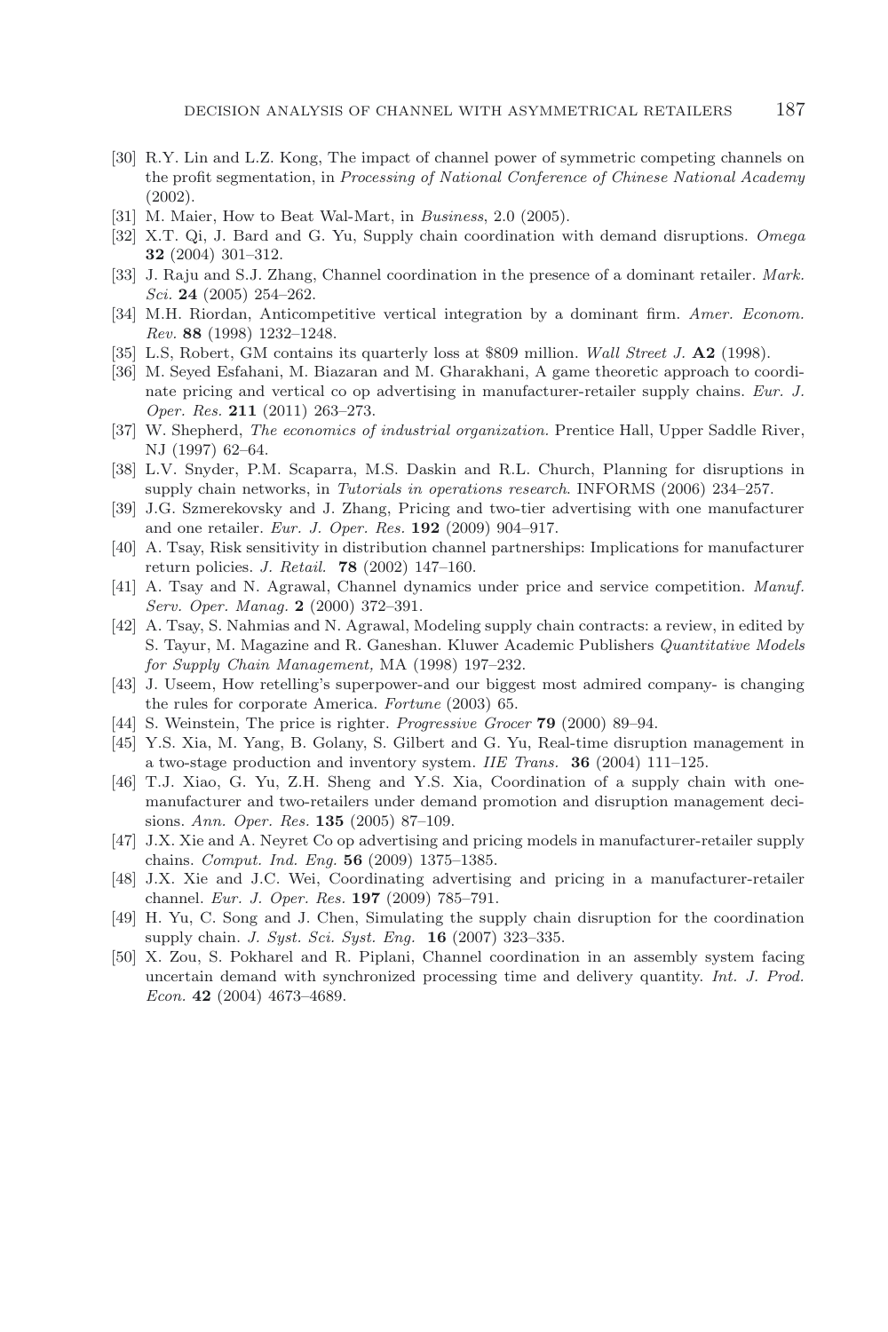[30] R.Y. Lin and L.Z. Kong, The impact of channel power of symmetric competing channels on the profit segmentation, in *Processing of National Conference of Chinese National Academy* (2002).

[31] M. Maier, How to Beat Wal-Mart, in *Business*, 2.0 (2005).

[32] X.T. Qi, J. Bard and G. Yu, Supply chain coordination with demand disruptions. *Omega* **32** (2004) 301–312.

[33] J. Raju and S.J. Zhang, Channel coordination in the presence of a dominant retailer. *Mark. Sci.* **24** (2005) 254–262.

[34] M.H. Riordan, Anticompetitive vertical integration by a dominant firm. *Amer. Econom. Rev.* **88** (1998) 1232–1248.

[35] L.S, Robert, GM contains its quarterly loss at $809 million. *Wall Street J.* **A2** (1998).

[36] M. Seyed Esfahani, M. Biazaran and M. Gharakhani, A game theoretic approach to coordinate pricing and vertical co op advertising in manufacturer-retailer supply chains. *Eur. J. Oper. Res.* **211** (2011) 263–273.

[37] W. Shepherd, *The economics of industrial organization.* Prentice Hall, Upper Saddle River, NJ (1997) 62–64.

[38] L.V. Snyder, P.M. Scaparra, M.S. Daskin and R.L. Church, Planning for disruptions in supply chain networks, in *Tutorials in operations research.* INFORMS (2006) 234–257.

[39] J.G. Szmerekovsky and J. Zhang, Pricing and two-tier advertising with one manufacturer and one retailer. *Eur. J. Oper. Res.* **192** (2009) 904–917.

[40] A. Tsay, Risk sensitivity in distribution channel partnerships: Implications for manufacturer return policies. *J. Retail.* **78** (2002) 147–160.

[41] A. Tsay and N. Agrawal, Channel dynamics under price and service competition. *Manuf. Serv. Oper. Manag.* **2** (2000) 372–391.

[42] A. Tsay, S. Nahmias and N. Agrawal, Modeling supply chain contracts: a review, in edited by S. Tayur, M. Magazine and R. Ganeshan. Kluwer Academic Publishers *Quantitative Models for Supply Chain Management,* MA (1998) 197–232.

[43] J. Useem, How retelling's superpower-and our biggest most admired company- is changing the rules for corporate America. *Fortune* (2003) 65.

[44] S. Weinstein, The price is righter. *Progressive Grocer* **79** (2000) 89–94.

[45] Y.S. Xia, M. Yang, B. Golany, S. Gilbert and G. Yu, Real-time disruption management in a two-stage production and inventory system. *IIE Trans.* **36** (2004) 111–125.

[46] T.J. Xiao, G. Yu, Z.H. Sheng and Y.S. Xia, Coordination of a supply chain with one-manufacturer and two-retailers under demand promotion and disruption management decisions. *Ann. Oper. Res.* **135** (2005) 87–109.

[47] J.X. Xie and A. Neyret Co op advertising and pricing models in manufacturer-retailer supply chains. *Comput. Ind. Eng.* **56** (2009) 1375–1385.

[48] J.X. Xie and J.C. Wei, Coordinating advertising and pricing in a manufacturer-retailer channel. *Eur. J. Oper. Res.* **197** (2009) 785–791.

[49] H. Yu, C. Song and J. Chen, Simulating the supply chain disruption for the coordination supply chain. *J. Syst. Sci. Syst. Eng.* **16** (2007) 323–335.

[50] X. Zou, S. Pokharel and R. Piplani, Channel coordination in an assembly system facing uncertain demand with synchronized processing time and delivery quantity. *Int. J. Prod. Econ.* **42** (2004) 4673–4689.